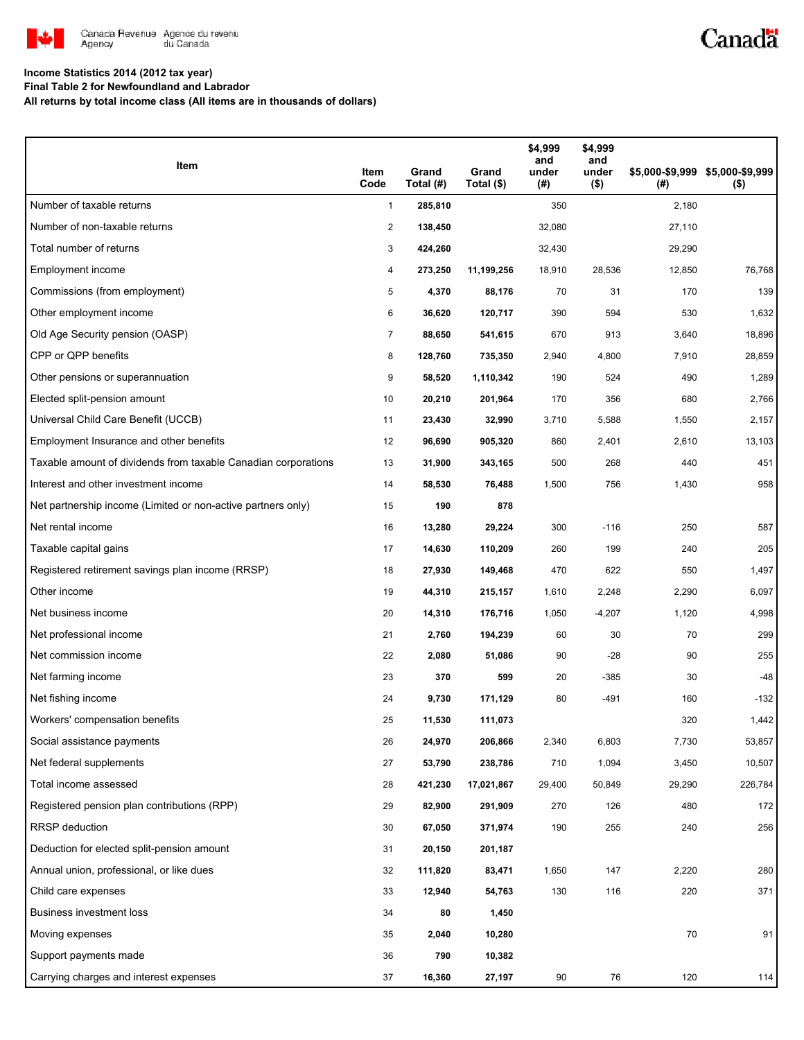**Income Statistics 2014 (2012 tax year)**
**Final Table 2 for Newfoundland and Labrador**
**All returns by total income class (All items are in thousands of dollars)**

| Item | Item Code | Grand Total (#) | Grand Total ($) | $4,999 and under (#) | $4,999 and under ($) | $5,000-$9,999 (#) | $5,000-$9,999 ($) |
|---|---|---|---|---|---|---|---|
| Number of taxable returns | 1 | **285,810** | | 350 | | 2,180 | |
| Number of non-taxable returns | 2 | **138,450** | | 32,080 | | 27,110 | |
| Total number of returns | 3 | **424,260** | | 32,430 | | 29,290 | |
| Employment income | 4 | **273,250** | **11,199,256** | 18,910 | 28,536 | 12,850 | 76,768 |
| Commissions (from employment) | 5 | **4,370** | **88,176** | 70 | 31 | 170 | 139 |
| Other employment income | 6 | **36,620** | **120,717** | 390 | 594 | 530 | 1,632 |
| Old Age Security pension (OASP) | 7 | **88,650** | **541,615** | 670 | 913 | 3,640 | 18,896 |
| CPP or QPP benefits | 8 | **128,760** | **735,350** | 2,940 | 4,800 | 7,910 | 28,859 |
| Other pensions or superannuation | 9 | **58,520** | **1,110,342** | 190 | 524 | 490 | 1,289 |
| Elected split-pension amount | 10 | **20,210** | **201,964** | 170 | 356 | 680 | 2,766 |
| Universal Child Care Benefit (UCCB) | 11 | **23,430** | **32,990** | 3,710 | 5,588 | 1,550 | 2,157 |
| Employment Insurance and other benefits | 12 | **96,690** | **905,320** | 860 | 2,401 | 2,610 | 13,103 |
| Taxable amount of dividends from taxable Canadian corporations | 13 | **31,900** | **343,165** | 500 | 268 | 440 | 451 |
| Interest and other investment income | 14 | **58,530** | **76,488** | 1,500 | 756 | 1,430 | 958 |
| Net partnership income (Limited or non-active partners only) | 15 | **190** | **878** | | | | |
| Net rental income | 16 | **13,280** | **29,224** | 300 | -116 | 250 | 587 |
| Taxable capital gains | 17 | **14,630** | **110,209** | 260 | 199 | 240 | 205 |
| Registered retirement savings plan income (RRSP) | 18 | **27,930** | **149,468** | 470 | 622 | 550 | 1,497 |
| Other income | 19 | **44,310** | **215,157** | 1,610 | 2,248 | 2,290 | 6,097 |
| Net business income | 20 | **14,310** | **176,716** | 1,050 | -4,207 | 1,120 | 4,998 |
| Net professional income | 21 | **2,760** | **194,239** | 60 | 30 | 70 | 299 |
| Net commission income | 22 | **2,080** | **51,086** | 90 | -28 | 90 | 255 |
| Net farming income | 23 | **370** | **599** | 20 | -385 | 30 | -48 |
| Net fishing income | 24 | **9,730** | **171,129** | 80 | -491 | 160 | -132 |
| Workers' compensation benefits | 25 | **11,530** | **111,073** | | | 320 | 1,442 |
| Social assistance payments | 26 | **24,970** | **206,866** | 2,340 | 6,803 | 7,730 | 53,857 |
| Net federal supplements | 27 | **53,790** | **238,786** | 710 | 1,094 | 3,450 | 10,507 |
| Total income assessed | 28 | **421,230** | **17,021,867** | 29,400 | 50,849 | 29,290 | 226,784 |
| Registered pension plan contributions (RPP) | 29 | **82,900** | **291,909** | 270 | 126 | 480 | 172 |
| RRSP deduction | 30 | **67,050** | **371,974** | 190 | 255 | 240 | 256 |
| Deduction for elected split-pension amount | 31 | **20,150** | **201,187** | | | | |
| Annual union, professional, or like dues | 32 | **111,820** | **83,471** | 1,650 | 147 | 2,220 | 280 |
| Child care expenses | 33 | **12,940** | **54,763** | 130 | 116 | 220 | 371 |
| Business investment loss | 34 | **80** | **1,450** | | | | |
| Moving expenses | 35 | **2,040** | **10,280** | | | 70 | 91 |
| Support payments made | 36 | **790** | **10,382** | | | | |
| Carrying charges and interest expenses | 37 | **16,360** | **27,197** | 90 | 76 | 120 | 114 |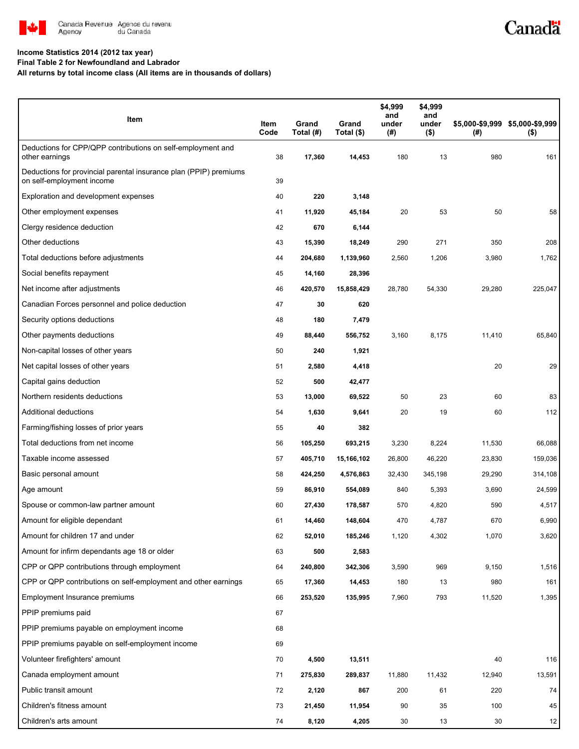**Income Statistics 2014 (2012 tax year)**

**Final Table 2 for Newfoundland and Labrador**

**All returns by total income class (All items are in thousands of dollars)**

| Item | Item Code | Grand Total (#) | Grand Total ($) | $4,999 and under (#) | $4,999 and under ($) | $5,000-$9,999 (#) | $5,000-$9,999 ($) |
|---|---|---|---|---|---|---|---|
| Deductions for CPP/QPP contributions on self-employment and other earnings | 38 | **17,360** | **14,453** | 180 | 13 | 980 | 161 |
| Deductions for provincial parental insurance plan (PPIP) premiums on self-employment income | 39 | | | | | | |
| Exploration and development expenses | 40 | **220** | **3,148** | | | | |
| Other employment expenses | 41 | **11,920** | **45,184** | 20 | 53 | 50 | 58 |
| Clergy residence deduction | 42 | **670** | **6,144** | | | | |
| Other deductions | 43 | **15,390** | **18,249** | 290 | 271 | 350 | 208 |
| Total deductions before adjustments | 44 | **204,680** | **1,139,960** | 2,560 | 1,206 | 3,980 | 1,762 |
| Social benefits repayment | 45 | **14,160** | **28,396** | | | | |
| Net income after adjustments | 46 | **420,570** | **15,858,429** | 28,780 | 54,330 | 29,280 | 225,047 |
| Canadian Forces personnel and police deduction | 47 | **30** | **620** | | | | |
| Security options deductions | 48 | **180** | **7,479** | | | | |
| Other payments deductions | 49 | **88,440** | **556,752** | 3,160 | 8,175 | 11,410 | 65,840 |
| Non-capital losses of other years | 50 | **240** | **1,921** | | | | |
| Net capital losses of other years | 51 | **2,580** | **4,418** | | | 20 | 29 |
| Capital gains deduction | 52 | **500** | **42,477** | | | | |
| Northern residents deductions | 53 | **13,000** | **69,522** | 50 | 23 | 60 | 83 |
| Additional deductions | 54 | **1,630** | **9,641** | 20 | 19 | 60 | 112 |
| Farming/fishing losses of prior years | 55 | **40** | **382** | | | | |
| Total deductions from net income | 56 | **105,250** | **693,215** | 3,230 | 8,224 | 11,530 | 66,088 |
| Taxable income assessed | 57 | **405,710** | **15,166,102** | 26,800 | 46,220 | 23,830 | 159,036 |
| Basic personal amount | 58 | **424,250** | **4,576,863** | 32,430 | 345,198 | 29,290 | 314,108 |
| Age amount | 59 | **86,910** | **554,089** | 840 | 5,393 | 3,690 | 24,599 |
| Spouse or common-law partner amount | 60 | **27,430** | **178,587** | 570 | 4,820 | 590 | 4,517 |
| Amount for eligible dependant | 61 | **14,460** | **148,604** | 470 | 4,787 | 670 | 6,990 |
| Amount for children 17 and under | 62 | **52,010** | **185,246** | 1,120 | 4,302 | 1,070 | 3,620 |
| Amount for infirm dependants age 18 or older | 63 | **500** | **2,583** | | | | |
| CPP or QPP contributions through employment | 64 | **240,800** | **342,306** | 3,590 | 969 | 9,150 | 1,516 |
| CPP or QPP contributions on self-employment and other earnings | 65 | **17,360** | **14,453** | 180 | 13 | 980 | 161 |
| Employment Insurance premiums | 66 | **253,520** | **135,995** | 7,960 | 793 | 11,520 | 1,395 |
| PPIP premiums paid | 67 | | | | | | |
| PPIP premiums payable on employment income | 68 | | | | | | |
| PPIP premiums payable on self-employment income | 69 | | | | | | |
| Volunteer firefighters' amount | 70 | **4,500** | **13,511** | | | 40 | 116 |
| Canada employment amount | 71 | **275,830** | **289,837** | 11,880 | 11,432 | 12,940 | 13,591 |
| Public transit amount | 72 | **2,120** | **867** | 200 | 61 | 220 | 74 |
| Children's fitness amount | 73 | **21,450** | **11,954** | 90 | 35 | 100 | 45 |
| Children's arts amount | 74 | **8,120** | **4,205** | 30 | 13 | 30 | 12 |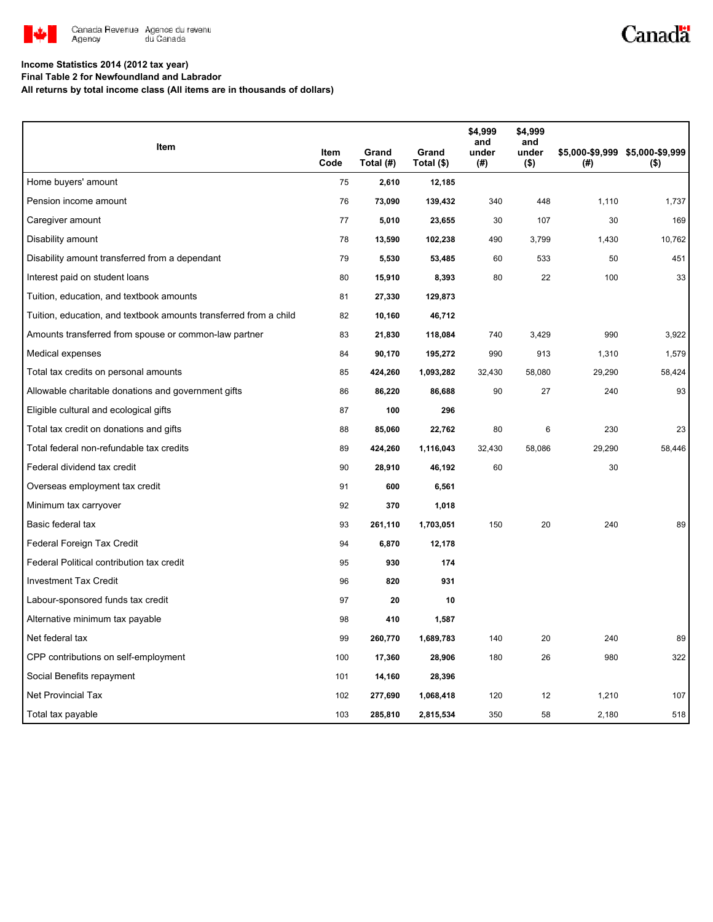**Income Statistics 2014 (2012 tax year)**

**Final Table 2 for Newfoundland and Labrador**

**All returns by total income class (All items are in thousands of dollars)**

| Item | Item Code | Grand Total (#) | Grand Total ($) | $4,999 and under (#) | $4,999 and under ($) | $5,000-$9,999 (#) | $5,000-$9,999 ($) |
|---|---|---|---|---|---|---|---|
| Home buyers' amount | 75 | **2,610** | **12,185** | | | | |
| Pension income amount | 76 | **73,090** | **139,432** | 340 | 448 | 1,110 | 1,737 |
| Caregiver amount | 77 | **5,010** | **23,655** | 30 | 107 | 30 | 169 |
| Disability amount | 78 | **13,590** | **102,238** | 490 | 3,799 | 1,430 | 10,762 |
| Disability amount transferred from a dependant | 79 | **5,530** | **53,485** | 60 | 533 | 50 | 451 |
| Interest paid on student loans | 80 | **15,910** | **8,393** | 80 | 22 | 100 | 33 |
| Tuition, education, and textbook amounts | 81 | **27,330** | **129,873** | | | | |
| Tuition, education, and textbook amounts transferred from a child | 82 | **10,160** | **46,712** | | | | |
| Amounts transferred from spouse or common-law partner | 83 | **21,830** | **118,084** | 740 | 3,429 | 990 | 3,922 |
| Medical expenses | 84 | **90,170** | **195,272** | 990 | 913 | 1,310 | 1,579 |
| Total tax credits on personal amounts | 85 | **424,260** | **1,093,282** | 32,430 | 58,080 | 29,290 | 58,424 |
| Allowable charitable donations and government gifts | 86 | **86,220** | **86,688** | 90 | 27 | 240 | 93 |
| Eligible cultural and ecological gifts | 87 | **100** | **296** | | | | |
| Total tax credit on donations and gifts | 88 | **85,060** | **22,762** | 80 | 6 | 230 | 23 |
| Total federal non-refundable tax credits | 89 | **424,260** | **1,116,043** | 32,430 | 58,086 | 29,290 | 58,446 |
| Federal dividend tax credit | 90 | **28,910** | **46,192** | 60 | | 30 | |
| Overseas employment tax credit | 91 | **600** | **6,561** | | | | |
| Minimum tax carryover | 92 | **370** | **1,018** | | | | |
| Basic federal tax | 93 | **261,110** | **1,703,051** | 150 | 20 | 240 | 89 |
| Federal Foreign Tax Credit | 94 | **6,870** | **12,178** | | | | |
| Federal Political contribution tax credit | 95 | **930** | **174** | | | | |
| Investment Tax Credit | 96 | **820** | **931** | | | | |
| Labour-sponsored funds tax credit | 97 | **20** | **10** | | | | |
| Alternative minimum tax payable | 98 | **410** | **1,587** | | | | |
| Net federal tax | 99 | **260,770** | **1,689,783** | 140 | 20 | 240 | 89 |
| CPP contributions on self-employment | 100 | **17,360** | **28,906** | 180 | 26 | 980 | 322 |
| Social Benefits repayment | 101 | **14,160** | **28,396** | | | | |
| Net Provincial Tax | 102 | **277,690** | **1,068,418** | 120 | 12 | 1,210 | 107 |
| Total tax payable | 103 | **285,810** | **2,815,534** | 350 | 58 | 2,180 | 518 |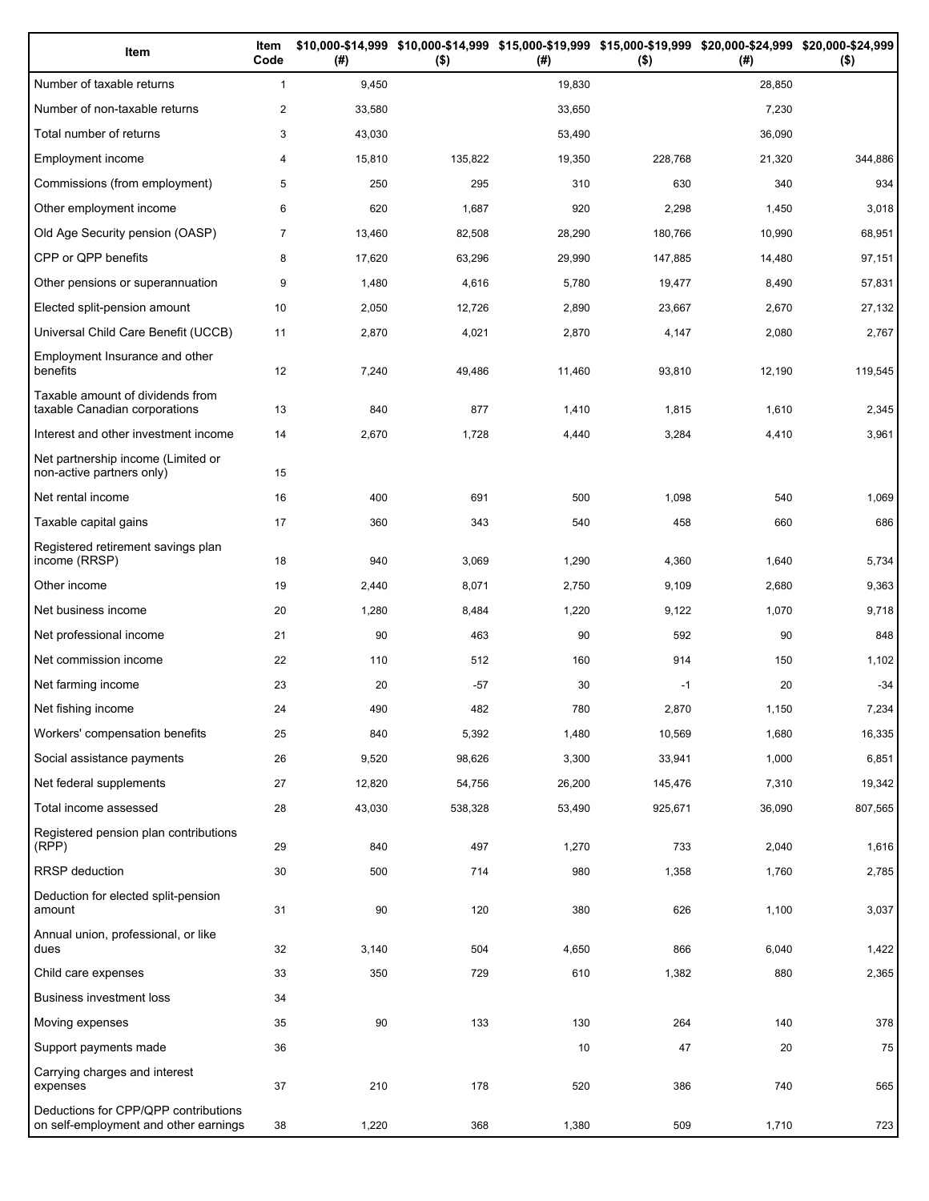| Item | Item Code | $10,000-$14,999 (#) | $10,000-$14,999 ($) | $15,000-$19,999 (#) | $15,000-$19,999 ($) | $20,000-$24,999 (#) | $20,000-$24,999 ($) |
|---|---|---|---|---|---|---|---|
| Number of taxable returns | 1 | 9,450 | | 19,830 | | 28,850 | |
| Number of non-taxable returns | 2 | 33,580 | | 33,650 | | 7,230 | |
| Total number of returns | 3 | 43,030 | | 53,490 | | 36,090 | |
| Employment income | 4 | 15,810 | 135,822 | 19,350 | 228,768 | 21,320 | 344,886 |
| Commissions (from employment) | 5 | 250 | 295 | 310 | 630 | 340 | 934 |
| Other employment income | 6 | 620 | 1,687 | 920 | 2,298 | 1,450 | 3,018 |
| Old Age Security pension (OASP) | 7 | 13,460 | 82,508 | 28,290 | 180,766 | 10,990 | 68,951 |
| CPP or QPP benefits | 8 | 17,620 | 63,296 | 29,990 | 147,885 | 14,480 | 97,151 |
| Other pensions or superannuation | 9 | 1,480 | 4,616 | 5,780 | 19,477 | 8,490 | 57,831 |
| Elected split-pension amount | 10 | 2,050 | 12,726 | 2,890 | 23,667 | 2,670 | 27,132 |
| Universal Child Care Benefit (UCCB) | 11 | 2,870 | 4,021 | 2,870 | 4,147 | 2,080 | 2,767 |
| Employment Insurance and other benefits | 12 | 7,240 | 49,486 | 11,460 | 93,810 | 12,190 | 119,545 |
| Taxable amount of dividends from taxable Canadian corporations | 13 | 840 | 877 | 1,410 | 1,815 | 1,610 | 2,345 |
| Interest and other investment income | 14 | 2,670 | 1,728 | 4,440 | 3,284 | 4,410 | 3,961 |
| Net partnership income (Limited or non-active partners only) | 15 | | | | | | |
| Net rental income | 16 | 400 | 691 | 500 | 1,098 | 540 | 1,069 |
| Taxable capital gains | 17 | 360 | 343 | 540 | 458 | 660 | 686 |
| Registered retirement savings plan income (RRSP) | 18 | 940 | 3,069 | 1,290 | 4,360 | 1,640 | 5,734 |
| Other income | 19 | 2,440 | 8,071 | 2,750 | 9,109 | 2,680 | 9,363 |
| Net business income | 20 | 1,280 | 8,484 | 1,220 | 9,122 | 1,070 | 9,718 |
| Net professional income | 21 | 90 | 463 | 90 | 592 | 90 | 848 |
| Net commission income | 22 | 110 | 512 | 160 | 914 | 150 | 1,102 |
| Net farming income | 23 | 20 | -57 | 30 | -1 | 20 | -34 |
| Net fishing income | 24 | 490 | 482 | 780 | 2,870 | 1,150 | 7,234 |
| Workers' compensation benefits | 25 | 840 | 5,392 | 1,480 | 10,569 | 1,680 | 16,335 |
| Social assistance payments | 26 | 9,520 | 98,626 | 3,300 | 33,941 | 1,000 | 6,851 |
| Net federal supplements | 27 | 12,820 | 54,756 | 26,200 | 145,476 | 7,310 | 19,342 |
| Total income assessed | 28 | 43,030 | 538,328 | 53,490 | 925,671 | 36,090 | 807,565 |
| Registered pension plan contributions (RPP) | 29 | 840 | 497 | 1,270 | 733 | 2,040 | 1,616 |
| RRSP deduction | 30 | 500 | 714 | 980 | 1,358 | 1,760 | 2,785 |
| Deduction for elected split-pension amount | 31 | 90 | 120 | 380 | 626 | 1,100 | 3,037 |
| Annual union, professional, or like dues | 32 | 3,140 | 504 | 4,650 | 866 | 6,040 | 1,422 |
| Child care expenses | 33 | 350 | 729 | 610 | 1,382 | 880 | 2,365 |
| Business investment loss | 34 | | | | | | |
| Moving expenses | 35 | 90 | 133 | 130 | 264 | 140 | 378 |
| Support payments made | 36 | | | 10 | 47 | 20 | 75 |
| Carrying charges and interest expenses | 37 | 210 | 178 | 520 | 386 | 740 | 565 |
| Deductions for CPP/QPP contributions on self-employment and other earnings | 38 | 1,220 | 368 | 1,380 | 509 | 1,710 | 723 |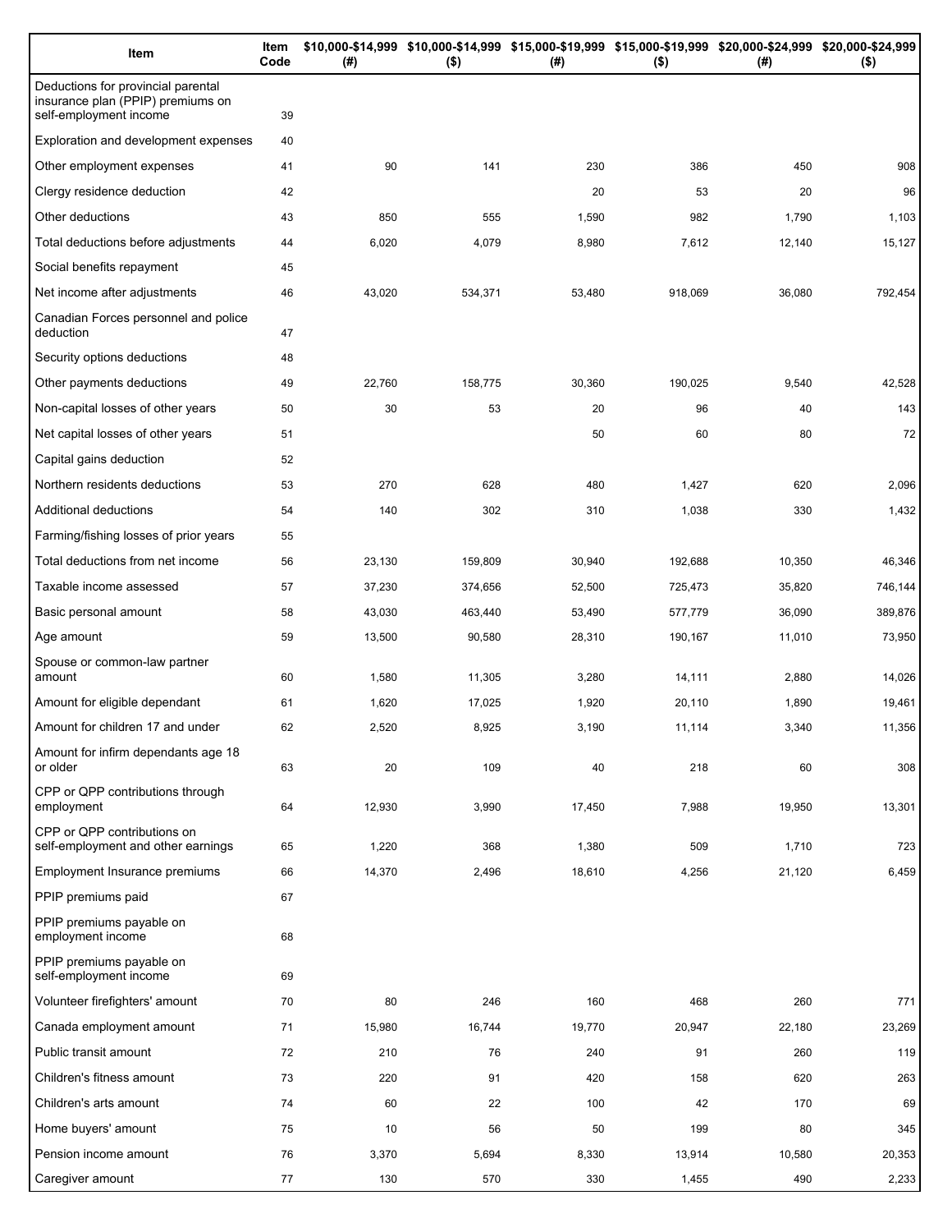| Item | Item Code | $10,000-$14,999 (#) | $10,000-$14,999 ($) | $15,000-$19,999 (#) | $15,000-$19,999 ($) | $20,000-$24,999 (#) | $20,000-$24,999 ($) |
|---|---|---|---|---|---|---|---|
| Deductions for provincial parental insurance plan (PPIP) premiums on self-employment income | 39 | | | | | | |
| Exploration and development expenses | 40 | | | | | | |
| Other employment expenses | 41 | 90 | 141 | 230 | 386 | 450 | 908 |
| Clergy residence deduction | 42 | | | 20 | 53 | 20 | 96 |
| Other deductions | 43 | 850 | 555 | 1,590 | 982 | 1,790 | 1,103 |
| Total deductions before adjustments | 44 | 6,020 | 4,079 | 8,980 | 7,612 | 12,140 | 15,127 |
| Social benefits repayment | 45 | | | | | | |
| Net income after adjustments | 46 | 43,020 | 534,371 | 53,480 | 918,069 | 36,080 | 792,454 |
| Canadian Forces personnel and police deduction | 47 | | | | | | |
| Security options deductions | 48 | | | | | | |
| Other payments deductions | 49 | 22,760 | 158,775 | 30,360 | 190,025 | 9,540 | 42,528 |
| Non-capital losses of other years | 50 | 30 | 53 | 20 | 96 | 40 | 143 |
| Net capital losses of other years | 51 | | | 50 | 60 | 80 | 72 |
| Capital gains deduction | 52 | | | | | | |
| Northern residents deductions | 53 | 270 | 628 | 480 | 1,427 | 620 | 2,096 |
| Additional deductions | 54 | 140 | 302 | 310 | 1,038 | 330 | 1,432 |
| Farming/fishing losses of prior years | 55 | | | | | | |
| Total deductions from net income | 56 | 23,130 | 159,809 | 30,940 | 192,688 | 10,350 | 46,346 |
| Taxable income assessed | 57 | 37,230 | 374,656 | 52,500 | 725,473 | 35,820 | 746,144 |
| Basic personal amount | 58 | 43,030 | 463,440 | 53,490 | 577,779 | 36,090 | 389,876 |
| Age amount | 59 | 13,500 | 90,580 | 28,310 | 190,167 | 11,010 | 73,950 |
| Spouse or common-law partner amount | 60 | 1,580 | 11,305 | 3,280 | 14,111 | 2,880 | 14,026 |
| Amount for eligible dependant | 61 | 1,620 | 17,025 | 1,920 | 20,110 | 1,890 | 19,461 |
| Amount for children 17 and under | 62 | 2,520 | 8,925 | 3,190 | 11,114 | 3,340 | 11,356 |
| Amount for infirm dependants age 18 or older | 63 | 20 | 109 | 40 | 218 | 60 | 308 |
| CPP or QPP contributions through employment | 64 | 12,930 | 3,990 | 17,450 | 7,988 | 19,950 | 13,301 |
| CPP or QPP contributions on self-employment and other earnings | 65 | 1,220 | 368 | 1,380 | 509 | 1,710 | 723 |
| Employment Insurance premiums | 66 | 14,370 | 2,496 | 18,610 | 4,256 | 21,120 | 6,459 |
| PPIP premiums paid | 67 | | | | | | |
| PPIP premiums payable on employment income | 68 | | | | | | |
| PPIP premiums payable on self-employment income | 69 | | | | | | |
| Volunteer firefighters' amount | 70 | 80 | 246 | 160 | 468 | 260 | 771 |
| Canada employment amount | 71 | 15,980 | 16,744 | 19,770 | 20,947 | 22,180 | 23,269 |
| Public transit amount | 72 | 210 | 76 | 240 | 91 | 260 | 119 |
| Children's fitness amount | 73 | 220 | 91 | 420 | 158 | 620 | 263 |
| Children's arts amount | 74 | 60 | 22 | 100 | 42 | 170 | 69 |
| Home buyers' amount | 75 | 10 | 56 | 50 | 199 | 80 | 345 |
| Pension income amount | 76 | 3,370 | 5,694 | 8,330 | 13,914 | 10,580 | 20,353 |
| Caregiver amount | 77 | 130 | 570 | 330 | 1,455 | 490 | 2,233 |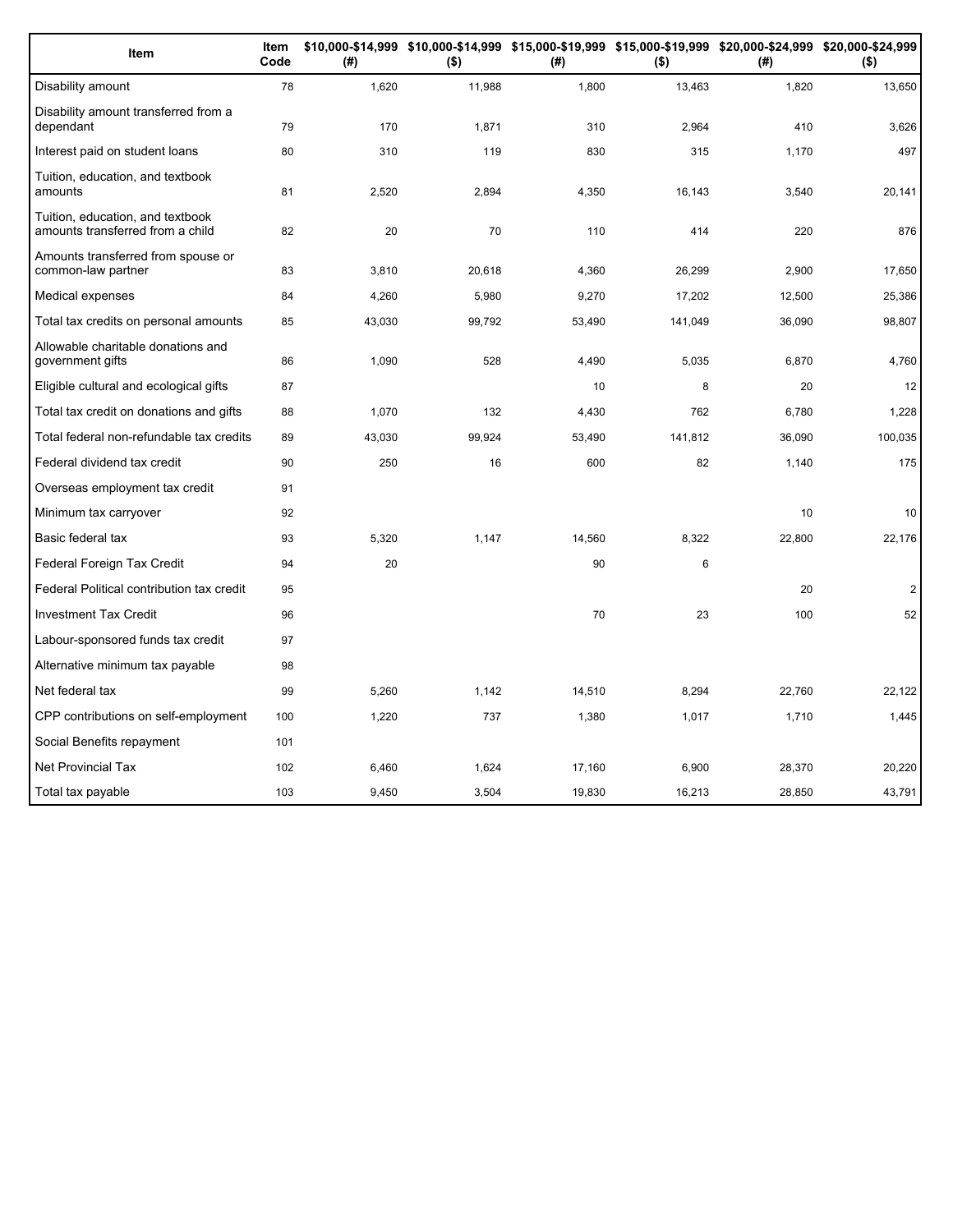| Item | Item Code | $10,000-$14,999 (#) | $10,000-$14,999 ($) | $15,000-$19,999 (#) | $15,000-$19,999 ($) | $20,000-$24,999 (#) | $20,000-$24,999 ($) |
|---|---|---|---|---|---|---|---|
| Disability amount | 78 | 1,620 | 11,988 | 1,800 | 13,463 | 1,820 | 13,650 |
| Disability amount transferred from a dependant | 79 | 170 | 1,871 | 310 | 2,964 | 410 | 3,626 |
| Interest paid on student loans | 80 | 310 | 119 | 830 | 315 | 1,170 | 497 |
| Tuition, education, and textbook amounts | 81 | 2,520 | 2,894 | 4,350 | 16,143 | 3,540 | 20,141 |
| Tuition, education, and textbook amounts transferred from a child | 82 | 20 | 70 | 110 | 414 | 220 | 876 |
| Amounts transferred from spouse or common-law partner | 83 | 3,810 | 20,618 | 4,360 | 26,299 | 2,900 | 17,650 |
| Medical expenses | 84 | 4,260 | 5,980 | 9,270 | 17,202 | 12,500 | 25,386 |
| Total tax credits on personal amounts | 85 | 43,030 | 99,792 | 53,490 | 141,049 | 36,090 | 98,807 |
| Allowable charitable donations and government gifts | 86 | 1,090 | 528 | 4,490 | 5,035 | 6,870 | 4,760 |
| Eligible cultural and ecological gifts | 87 | | | 10 | 8 | 20 | 12 |
| Total tax credit on donations and gifts | 88 | 1,070 | 132 | 4,430 | 762 | 6,780 | 1,228 |
| Total federal non-refundable tax credits | 89 | 43,030 | 99,924 | 53,490 | 141,812 | 36,090 | 100,035 |
| Federal dividend tax credit | 90 | 250 | 16 | 600 | 82 | 1,140 | 175 |
| Overseas employment tax credit | 91 | | | | | | |
| Minimum tax carryover | 92 | | | | | 10 | 10 |
| Basic federal tax | 93 | 5,320 | 1,147 | 14,560 | 8,322 | 22,800 | 22,176 |
| Federal Foreign Tax Credit | 94 | 20 | | 90 | 6 | | |
| Federal Political contribution tax credit | 95 | | | | | 20 | 2 |
| Investment Tax Credit | 96 | | | 70 | 23 | 100 | 52 |
| Labour-sponsored funds tax credit | 97 | | | | | | |
| Alternative minimum tax payable | 98 | | | | | | |
| Net federal tax | 99 | 5,260 | 1,142 | 14,510 | 8,294 | 22,760 | 22,122 |
| CPP contributions on self-employment | 100 | 1,220 | 737 | 1,380 | 1,017 | 1,710 | 1,445 |
| Social Benefits repayment | 101 | | | | | | |
| Net Provincial Tax | 102 | 6,460 | 1,624 | 17,160 | 6,900 | 28,370 | 20,220 |
| Total tax payable | 103 | 9,450 | 3,504 | 19,830 | 16,213 | 28,850 | 43,791 |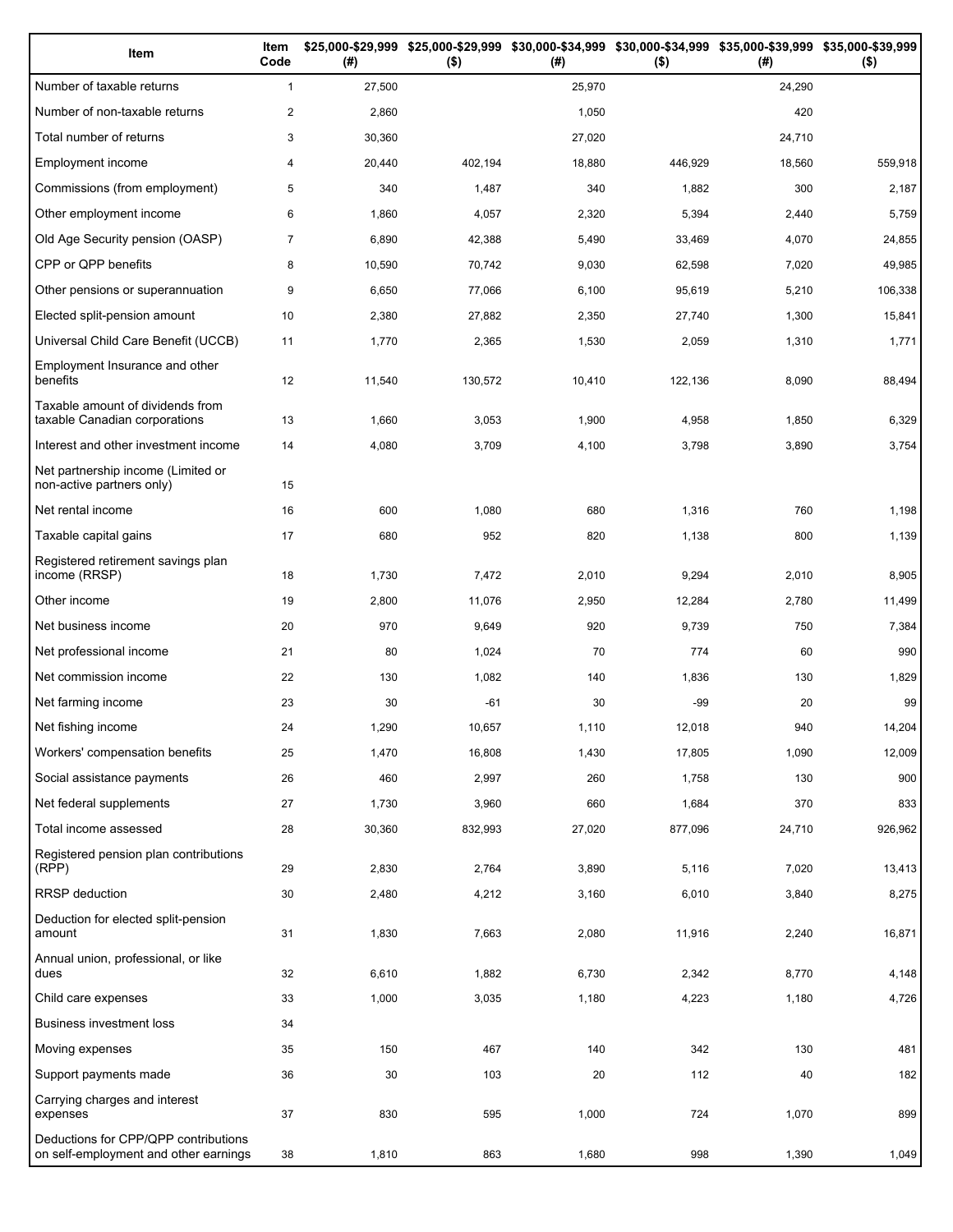| Item | Item Code | $25,000-$29,999 (#) | $25,000-$29,999 ($) | $30,000-$34,999 (#) | $30,000-$34,999 ($) | $35,000-$39,999 (#) | $35,000-$39,999 ($) |
|---|---|---|---|---|---|---|---|
| Number of taxable returns | 1 | 27,500 | | 25,970 | | 24,290 | |
| Number of non-taxable returns | 2 | 2,860 | | 1,050 | | 420 | |
| Total number of returns | 3 | 30,360 | | 27,020 | | 24,710 | |
| Employment income | 4 | 20,440 | 402,194 | 18,880 | 446,929 | 18,560 | 559,918 |
| Commissions (from employment) | 5 | 340 | 1,487 | 340 | 1,882 | 300 | 2,187 |
| Other employment income | 6 | 1,860 | 4,057 | 2,320 | 5,394 | 2,440 | 5,759 |
| Old Age Security pension (OASP) | 7 | 6,890 | 42,388 | 5,490 | 33,469 | 4,070 | 24,855 |
| CPP or QPP benefits | 8 | 10,590 | 70,742 | 9,030 | 62,598 | 7,020 | 49,985 |
| Other pensions or superannuation | 9 | 6,650 | 77,066 | 6,100 | 95,619 | 5,210 | 106,338 |
| Elected split-pension amount | 10 | 2,380 | 27,882 | 2,350 | 27,740 | 1,300 | 15,841 |
| Universal Child Care Benefit (UCCB) | 11 | 1,770 | 2,365 | 1,530 | 2,059 | 1,310 | 1,771 |
| Employment Insurance and other benefits | 12 | 11,540 | 130,572 | 10,410 | 122,136 | 8,090 | 88,494 |
| Taxable amount of dividends from taxable Canadian corporations | 13 | 1,660 | 3,053 | 1,900 | 4,958 | 1,850 | 6,329 |
| Interest and other investment income | 14 | 4,080 | 3,709 | 4,100 | 3,798 | 3,890 | 3,754 |
| Net partnership income (Limited or non-active partners only) | 15 | | | | | | |
| Net rental income | 16 | 600 | 1,080 | 680 | 1,316 | 760 | 1,198 |
| Taxable capital gains | 17 | 680 | 952 | 820 | 1,138 | 800 | 1,139 |
| Registered retirement savings plan income (RRSP) | 18 | 1,730 | 7,472 | 2,010 | 9,294 | 2,010 | 8,905 |
| Other income | 19 | 2,800 | 11,076 | 2,950 | 12,284 | 2,780 | 11,499 |
| Net business income | 20 | 970 | 9,649 | 920 | 9,739 | 750 | 7,384 |
| Net professional income | 21 | 80 | 1,024 | 70 | 774 | 60 | 990 |
| Net commission income | 22 | 130 | 1,082 | 140 | 1,836 | 130 | 1,829 |
| Net farming income | 23 | 30 | -61 | 30 | -99 | 20 | 99 |
| Net fishing income | 24 | 1,290 | 10,657 | 1,110 | 12,018 | 940 | 14,204 |
| Workers' compensation benefits | 25 | 1,470 | 16,808 | 1,430 | 17,805 | 1,090 | 12,009 |
| Social assistance payments | 26 | 460 | 2,997 | 260 | 1,758 | 130 | 900 |
| Net federal supplements | 27 | 1,730 | 3,960 | 660 | 1,684 | 370 | 833 |
| Total income assessed | 28 | 30,360 | 832,993 | 27,020 | 877,096 | 24,710 | 926,962 |
| Registered pension plan contributions (RPP) | 29 | 2,830 | 2,764 | 3,890 | 5,116 | 7,020 | 13,413 |
| RRSP deduction | 30 | 2,480 | 4,212 | 3,160 | 6,010 | 3,840 | 8,275 |
| Deduction for elected split-pension amount | 31 | 1,830 | 7,663 | 2,080 | 11,916 | 2,240 | 16,871 |
| Annual union, professional, or like dues | 32 | 6,610 | 1,882 | 6,730 | 2,342 | 8,770 | 4,148 |
| Child care expenses | 33 | 1,000 | 3,035 | 1,180 | 4,223 | 1,180 | 4,726 |
| Business investment loss | 34 | | | | | | |
| Moving expenses | 35 | 150 | 467 | 140 | 342 | 130 | 481 |
| Support payments made | 36 | 30 | 103 | 20 | 112 | 40 | 182 |
| Carrying charges and interest expenses | 37 | 830 | 595 | 1,000 | 724 | 1,070 | 899 |
| Deductions for CPP/QPP contributions on self-employment and other earnings | 38 | 1,810 | 863 | 1,680 | 998 | 1,390 | 1,049 |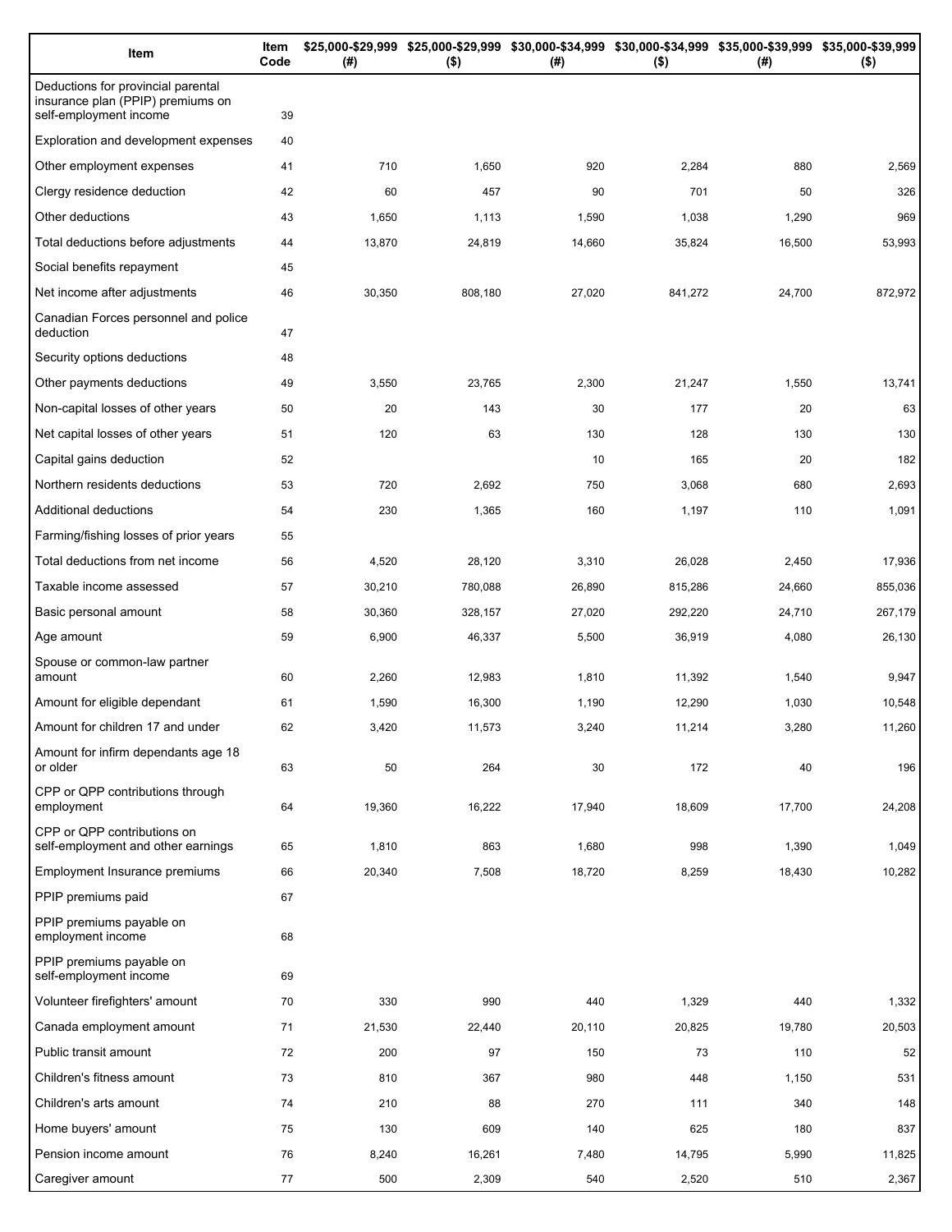| Item | Item Code | $25,000-$29,999 (#) | $25,000-$29,999 ($) | $30,000-$34,999 (#) | $30,000-$34,999 ($) | $35,000-$39,999 (#) | $35,000-$39,999 ($) |
|---|---|---|---|---|---|---|---|
| Deductions for provincial parental insurance plan (PPIP) premiums on self-employment income | 39 | | | | | | |
| Exploration and development expenses | 40 | | | | | | |
| Other employment expenses | 41 | 710 | 1,650 | 920 | 2,284 | 880 | 2,569 |
| Clergy residence deduction | 42 | 60 | 457 | 90 | 701 | 50 | 326 |
| Other deductions | 43 | 1,650 | 1,113 | 1,590 | 1,038 | 1,290 | 969 |
| Total deductions before adjustments | 44 | 13,870 | 24,819 | 14,660 | 35,824 | 16,500 | 53,993 |
| Social benefits repayment | 45 | | | | | | |
| Net income after adjustments | 46 | 30,350 | 808,180 | 27,020 | 841,272 | 24,700 | 872,972 |
| Canadian Forces personnel and police deduction | 47 | | | | | | |
| Security options deductions | 48 | | | | | | |
| Other payments deductions | 49 | 3,550 | 23,765 | 2,300 | 21,247 | 1,550 | 13,741 |
| Non-capital losses of other years | 50 | 20 | 143 | 30 | 177 | 20 | 63 |
| Net capital losses of other years | 51 | 120 | 63 | 130 | 128 | 130 | 130 |
| Capital gains deduction | 52 | | | 10 | 165 | 20 | 182 |
| Northern residents deductions | 53 | 720 | 2,692 | 750 | 3,068 | 680 | 2,693 |
| Additional deductions | 54 | 230 | 1,365 | 160 | 1,197 | 110 | 1,091 |
| Farming/fishing losses of prior years | 55 | | | | | | |
| Total deductions from net income | 56 | 4,520 | 28,120 | 3,310 | 26,028 | 2,450 | 17,936 |
| Taxable income assessed | 57 | 30,210 | 780,088 | 26,890 | 815,286 | 24,660 | 855,036 |
| Basic personal amount | 58 | 30,360 | 328,157 | 27,020 | 292,220 | 24,710 | 267,179 |
| Age amount | 59 | 6,900 | 46,337 | 5,500 | 36,919 | 4,080 | 26,130 |
| Spouse or common-law partner amount | 60 | 2,260 | 12,983 | 1,810 | 11,392 | 1,540 | 9,947 |
| Amount for eligible dependant | 61 | 1,590 | 16,300 | 1,190 | 12,290 | 1,030 | 10,548 |
| Amount for children 17 and under | 62 | 3,420 | 11,573 | 3,240 | 11,214 | 3,280 | 11,260 |
| Amount for infirm dependants age 18 or older | 63 | 50 | 264 | 30 | 172 | 40 | 196 |
| CPP or QPP contributions through employment | 64 | 19,360 | 16,222 | 17,940 | 18,609 | 17,700 | 24,208 |
| CPP or QPP contributions on self-employment and other earnings | 65 | 1,810 | 863 | 1,680 | 998 | 1,390 | 1,049 |
| Employment Insurance premiums | 66 | 20,340 | 7,508 | 18,720 | 8,259 | 18,430 | 10,282 |
| PPIP premiums paid | 67 | | | | | | |
| PPIP premiums payable on employment income | 68 | | | | | | |
| PPIP premiums payable on self-employment income | 69 | | | | | | |
| Volunteer firefighters' amount | 70 | 330 | 990 | 440 | 1,329 | 440 | 1,332 |
| Canada employment amount | 71 | 21,530 | 22,440 | 20,110 | 20,825 | 19,780 | 20,503 |
| Public transit amount | 72 | 200 | 97 | 150 | 73 | 110 | 52 |
| Children's fitness amount | 73 | 810 | 367 | 980 | 448 | 1,150 | 531 |
| Children's arts amount | 74 | 210 | 88 | 270 | 111 | 340 | 148 |
| Home buyers' amount | 75 | 130 | 609 | 140 | 625 | 180 | 837 |
| Pension income amount | 76 | 8,240 | 16,261 | 7,480 | 14,795 | 5,990 | 11,825 |
| Caregiver amount | 77 | 500 | 2,309 | 540 | 2,520 | 510 | 2,367 |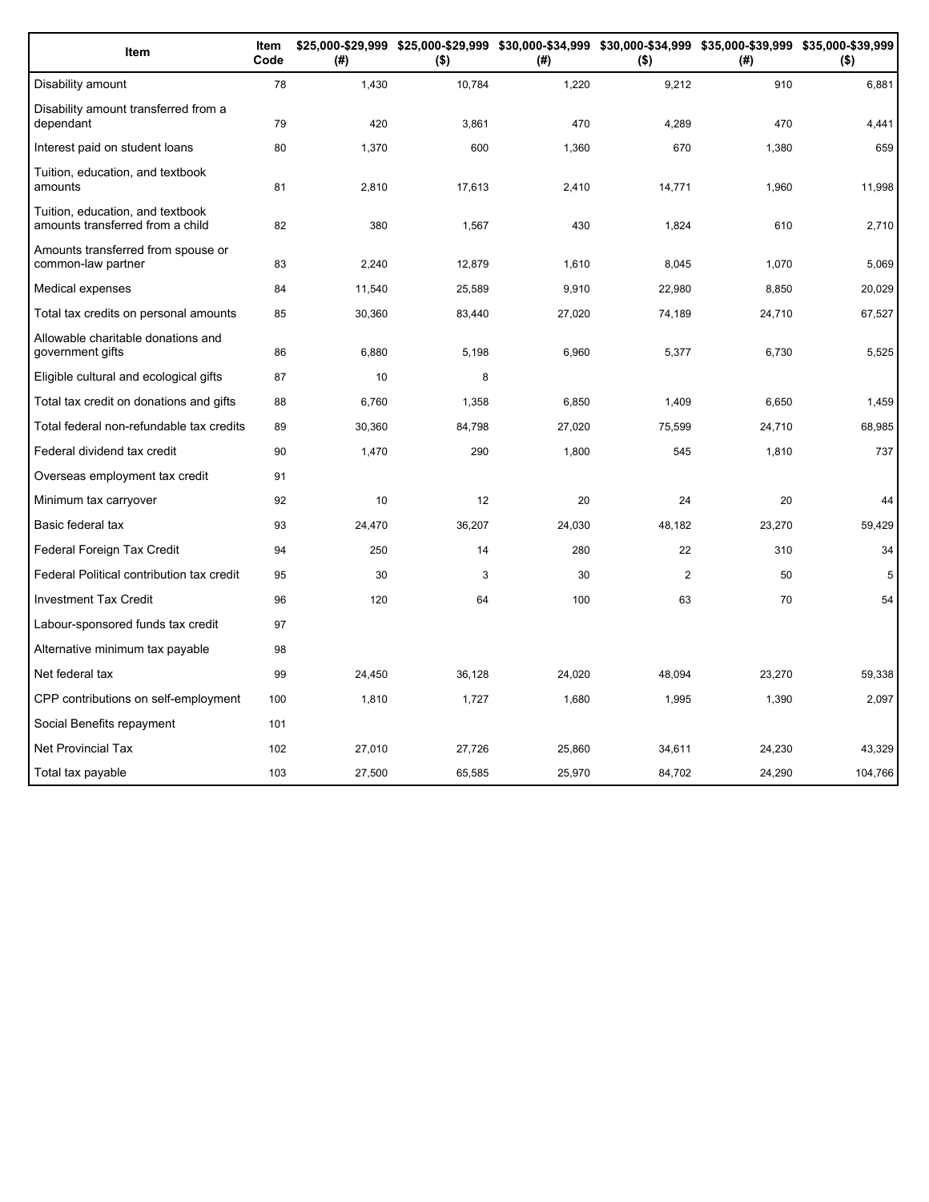| Item | Item Code | \$25,000-\$29,999 (#) | \$25,000-\$29,999 (\$) | \$30,000-\$34,999 (#) | \$30,000-\$34,999 (\$) | \$35,000-\$39,999 (#) | \$35,000-\$39,999 (\$) |
|---|---|---|---|---|---|---|---|
| Disability amount | 78 | 1,430 | 10,784 | 1,220 | 9,212 | 910 | 6,881 |
| Disability amount transferred from a dependant | 79 | 420 | 3,861 | 470 | 4,289 | 470 | 4,441 |
| Interest paid on student loans | 80 | 1,370 | 600 | 1,360 | 670 | 1,380 | 659 |
| Tuition, education, and textbook amounts | 81 | 2,810 | 17,613 | 2,410 | 14,771 | 1,960 | 11,998 |
| Tuition, education, and textbook amounts transferred from a child | 82 | 380 | 1,567 | 430 | 1,824 | 610 | 2,710 |
| Amounts transferred from spouse or common-law partner | 83 | 2,240 | 12,879 | 1,610 | 8,045 | 1,070 | 5,069 |
| Medical expenses | 84 | 11,540 | 25,589 | 9,910 | 22,980 | 8,850 | 20,029 |
| Total tax credits on personal amounts | 85 | 30,360 | 83,440 | 27,020 | 74,189 | 24,710 | 67,527 |
| Allowable charitable donations and government gifts | 86 | 6,880 | 5,198 | 6,960 | 5,377 | 6,730 | 5,525 |
| Eligible cultural and ecological gifts | 87 | 10 | 8 | | | | |
| Total tax credit on donations and gifts | 88 | 6,760 | 1,358 | 6,850 | 1,409 | 6,650 | 1,459 |
| Total federal non-refundable tax credits | 89 | 30,360 | 84,798 | 27,020 | 75,599 | 24,710 | 68,985 |
| Federal dividend tax credit | 90 | 1,470 | 290 | 1,800 | 545 | 1,810 | 737 |
| Overseas employment tax credit | 91 | | | | | | |
| Minimum tax carryover | 92 | 10 | 12 | 20 | 24 | 20 | 44 |
| Basic federal tax | 93 | 24,470 | 36,207 | 24,030 | 48,182 | 23,270 | 59,429 |
| Federal Foreign Tax Credit | 94 | 250 | 14 | 280 | 22 | 310 | 34 |
| Federal Political contribution tax credit | 95 | 30 | 3 | 30 | 2 | 50 | 5 |
| Investment Tax Credit | 96 | 120 | 64 | 100 | 63 | 70 | 54 |
| Labour-sponsored funds tax credit | 97 | | | | | | |
| Alternative minimum tax payable | 98 | | | | | | |
| Net federal tax | 99 | 24,450 | 36,128 | 24,020 | 48,094 | 23,270 | 59,338 |
| CPP contributions on self-employment | 100 | 1,810 | 1,727 | 1,680 | 1,995 | 1,390 | 2,097 |
| Social Benefits repayment | 101 | | | | | | |
| Net Provincial Tax | 102 | 27,010 | 27,726 | 25,860 | 34,611 | 24,230 | 43,329 |
| Total tax payable | 103 | 27,500 | 65,585 | 25,970 | 84,702 | 24,290 | 104,766 |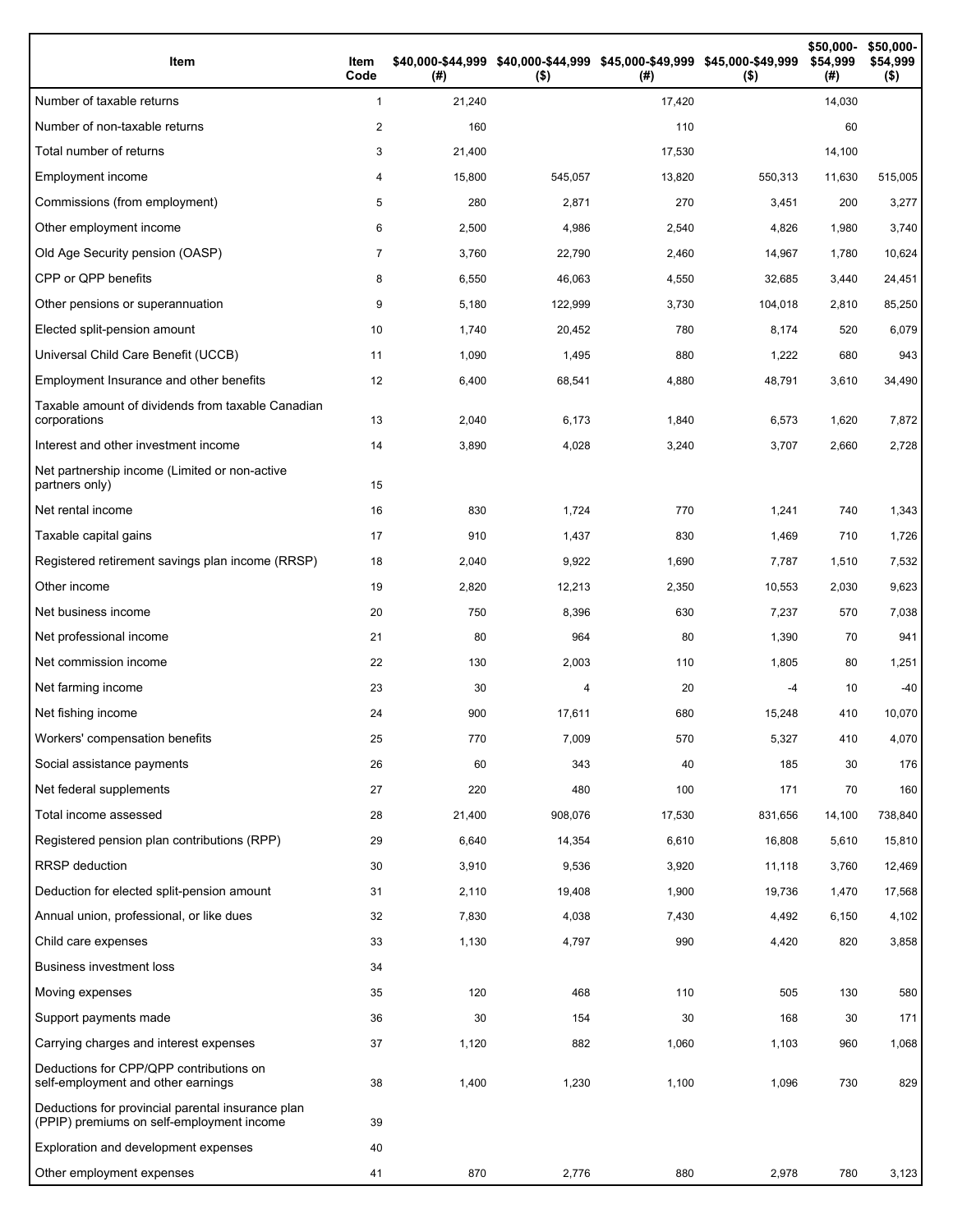| Item | Item Code | $40,000-$44,999 (#) | $40,000-$44,999 ($) | $45,000-$49,999 (#) | $45,000-$49,999 ($) | $50,000-$54,999 (#) | $50,000-$54,999 ($) |
|---|---|---|---|---|---|---|---|
| Number of taxable returns | 1 | 21,240 | | 17,420 | | 14,030 | |
| Number of non-taxable returns | 2 | 160 | | 110 | | 60 | |
| Total number of returns | 3 | 21,400 | | 17,530 | | 14,100 | |
| Employment income | 4 | 15,800 | 545,057 | 13,820 | 550,313 | 11,630 | 515,005 |
| Commissions (from employment) | 5 | 280 | 2,871 | 270 | 3,451 | 200 | 3,277 |
| Other employment income | 6 | 2,500 | 4,986 | 2,540 | 4,826 | 1,980 | 3,740 |
| Old Age Security pension (OASP) | 7 | 3,760 | 22,790 | 2,460 | 14,967 | 1,780 | 10,624 |
| CPP or QPP benefits | 8 | 6,550 | 46,063 | 4,550 | 32,685 | 3,440 | 24,451 |
| Other pensions or superannuation | 9 | 5,180 | 122,999 | 3,730 | 104,018 | 2,810 | 85,250 |
| Elected split-pension amount | 10 | 1,740 | 20,452 | 780 | 8,174 | 520 | 6,079 |
| Universal Child Care Benefit (UCCB) | 11 | 1,090 | 1,495 | 880 | 1,222 | 680 | 943 |
| Employment Insurance and other benefits | 12 | 6,400 | 68,541 | 4,880 | 48,791 | 3,610 | 34,490 |
| Taxable amount of dividends from taxable Canadian corporations | 13 | 2,040 | 6,173 | 1,840 | 6,573 | 1,620 | 7,872 |
| Interest and other investment income | 14 | 3,890 | 4,028 | 3,240 | 3,707 | 2,660 | 2,728 |
| Net partnership income (Limited or non-active partners only) | 15 | | | | | | |
| Net rental income | 16 | 830 | 1,724 | 770 | 1,241 | 740 | 1,343 |
| Taxable capital gains | 17 | 910 | 1,437 | 830 | 1,469 | 710 | 1,726 |
| Registered retirement savings plan income (RRSP) | 18 | 2,040 | 9,922 | 1,690 | 7,787 | 1,510 | 7,532 |
| Other income | 19 | 2,820 | 12,213 | 2,350 | 10,553 | 2,030 | 9,623 |
| Net business income | 20 | 750 | 8,396 | 630 | 7,237 | 570 | 7,038 |
| Net professional income | 21 | 80 | 964 | 80 | 1,390 | 70 | 941 |
| Net commission income | 22 | 130 | 2,003 | 110 | 1,805 | 80 | 1,251 |
| Net farming income | 23 | 30 | 4 | 20 | -4 | 10 | -40 |
| Net fishing income | 24 | 900 | 17,611 | 680 | 15,248 | 410 | 10,070 |
| Workers' compensation benefits | 25 | 770 | 7,009 | 570 | 5,327 | 410 | 4,070 |
| Social assistance payments | 26 | 60 | 343 | 40 | 185 | 30 | 176 |
| Net federal supplements | 27 | 220 | 480 | 100 | 171 | 70 | 160 |
| Total income assessed | 28 | 21,400 | 908,076 | 17,530 | 831,656 | 14,100 | 738,840 |
| Registered pension plan contributions (RPP) | 29 | 6,640 | 14,354 | 6,610 | 16,808 | 5,610 | 15,810 |
| RRSP deduction | 30 | 3,910 | 9,536 | 3,920 | 11,118 | 3,760 | 12,469 |
| Deduction for elected split-pension amount | 31 | 2,110 | 19,408 | 1,900 | 19,736 | 1,470 | 17,568 |
| Annual union, professional, or like dues | 32 | 7,830 | 4,038 | 7,430 | 4,492 | 6,150 | 4,102 |
| Child care expenses | 33 | 1,130 | 4,797 | 990 | 4,420 | 820 | 3,858 |
| Business investment loss | 34 | | | | | | |
| Moving expenses | 35 | 120 | 468 | 110 | 505 | 130 | 580 |
| Support payments made | 36 | 30 | 154 | 30 | 168 | 30 | 171 |
| Carrying charges and interest expenses | 37 | 1,120 | 882 | 1,060 | 1,103 | 960 | 1,068 |
| Deductions for CPP/QPP contributions on self-employment and other earnings | 38 | 1,400 | 1,230 | 1,100 | 1,096 | 730 | 829 |
| Deductions for provincial parental insurance plan (PPIP) premiums on self-employment income | 39 | | | | | | |
| Exploration and development expenses | 40 | | | | | | |
| Other employment expenses | 41 | 870 | 2,776 | 880 | 2,978 | 780 | 3,123 |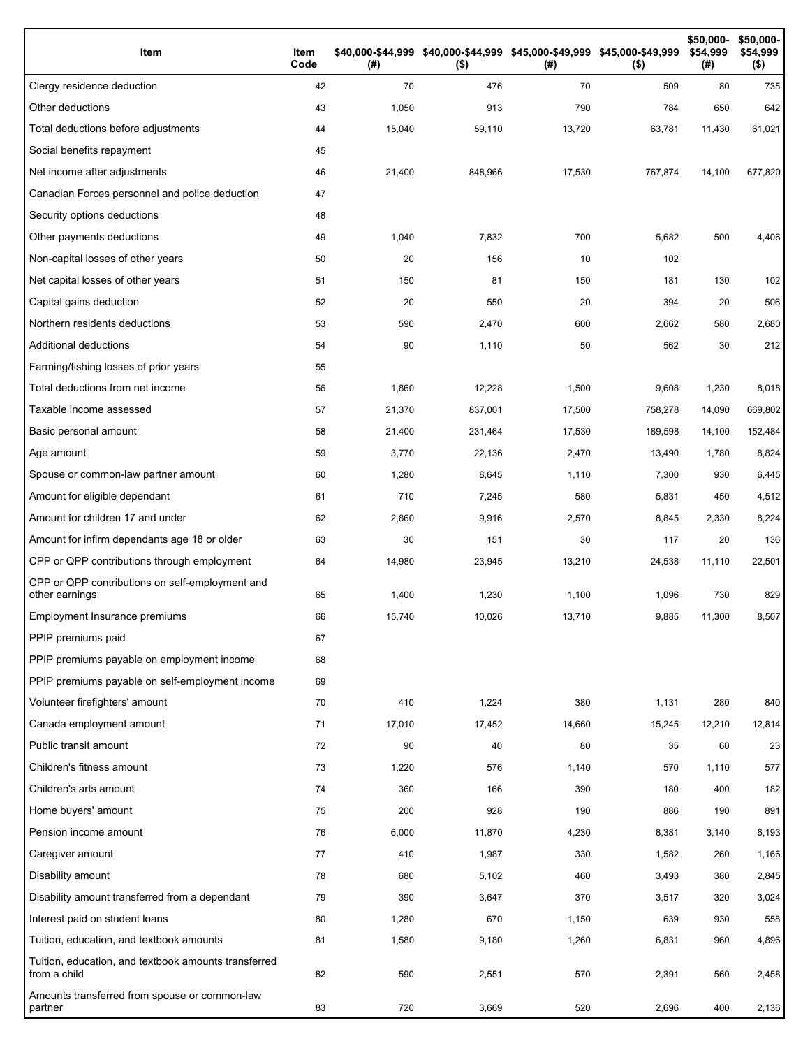| Item | Item Code | $40,000-$44,999 (#) | $40,000-$44,999 ($) | $45,000-$49,999 (#) | $45,000-$49,999 ($) | $50,000-$54,999 (#) | $50,000-$54,999 ($) |
|---|---|---|---|---|---|---|---|
| Clergy residence deduction | 42 | 70 | 476 | 70 | 509 | 80 | 735 |
| Other deductions | 43 | 1,050 | 913 | 790 | 784 | 650 | 642 |
| Total deductions before adjustments | 44 | 15,040 | 59,110 | 13,720 | 63,781 | 11,430 | 61,021 |
| Social benefits repayment | 45 | | | | | | |
| Net income after adjustments | 46 | 21,400 | 848,966 | 17,530 | 767,874 | 14,100 | 677,820 |
| Canadian Forces personnel and police deduction | 47 | | | | | | |
| Security options deductions | 48 | | | | | | |
| Other payments deductions | 49 | 1,040 | 7,832 | 700 | 5,682 | 500 | 4,406 |
| Non-capital losses of other years | 50 | 20 | 156 | 10 | 102 | | |
| Net capital losses of other years | 51 | 150 | 81 | 150 | 181 | 130 | 102 |
| Capital gains deduction | 52 | 20 | 550 | 20 | 394 | 20 | 506 |
| Northern residents deductions | 53 | 590 | 2,470 | 600 | 2,662 | 580 | 2,680 |
| Additional deductions | 54 | 90 | 1,110 | 50 | 562 | 30 | 212 |
| Farming/fishing losses of prior years | 55 | | | | | | |
| Total deductions from net income | 56 | 1,860 | 12,228 | 1,500 | 9,608 | 1,230 | 8,018 |
| Taxable income assessed | 57 | 21,370 | 837,001 | 17,500 | 758,278 | 14,090 | 669,802 |
| Basic personal amount | 58 | 21,400 | 231,464 | 17,530 | 189,598 | 14,100 | 152,484 |
| Age amount | 59 | 3,770 | 22,136 | 2,470 | 13,490 | 1,780 | 8,824 |
| Spouse or common-law partner amount | 60 | 1,280 | 8,645 | 1,110 | 7,300 | 930 | 6,445 |
| Amount for eligible dependant | 61 | 710 | 7,245 | 580 | 5,831 | 450 | 4,512 |
| Amount for children 17 and under | 62 | 2,860 | 9,916 | 2,570 | 8,845 | 2,330 | 8,224 |
| Amount for infirm dependants age 18 or older | 63 | 30 | 151 | 30 | 117 | 20 | 136 |
| CPP or QPP contributions through employment | 64 | 14,980 | 23,945 | 13,210 | 24,538 | 11,110 | 22,501 |
| CPP or QPP contributions on self-employment and other earnings | 65 | 1,400 | 1,230 | 1,100 | 1,096 | 730 | 829 |
| Employment Insurance premiums | 66 | 15,740 | 10,026 | 13,710 | 9,885 | 11,300 | 8,507 |
| PPIP premiums paid | 67 | | | | | | |
| PPIP premiums payable on employment income | 68 | | | | | | |
| PPIP premiums payable on self-employment income | 69 | | | | | | |
| Volunteer firefighters' amount | 70 | 410 | 1,224 | 380 | 1,131 | 280 | 840 |
| Canada employment amount | 71 | 17,010 | 17,452 | 14,660 | 15,245 | 12,210 | 12,814 |
| Public transit amount | 72 | 90 | 40 | 80 | 35 | 60 | 23 |
| Children's fitness amount | 73 | 1,220 | 576 | 1,140 | 570 | 1,110 | 577 |
| Children's arts amount | 74 | 360 | 166 | 390 | 180 | 400 | 182 |
| Home buyers' amount | 75 | 200 | 928 | 190 | 886 | 190 | 891 |
| Pension income amount | 76 | 6,000 | 11,870 | 4,230 | 8,381 | 3,140 | 6,193 |
| Caregiver amount | 77 | 410 | 1,987 | 330 | 1,582 | 260 | 1,166 |
| Disability amount | 78 | 680 | 5,102 | 460 | 3,493 | 380 | 2,845 |
| Disability amount transferred from a dependant | 79 | 390 | 3,647 | 370 | 3,517 | 320 | 3,024 |
| Interest paid on student loans | 80 | 1,280 | 670 | 1,150 | 639 | 930 | 558 |
| Tuition, education, and textbook amounts | 81 | 1,580 | 9,180 | 1,260 | 6,831 | 960 | 4,896 |
| Tuition, education, and textbook amounts transferred from a child | 82 | 590 | 2,551 | 570 | 2,391 | 560 | 2,458 |
| Amounts transferred from spouse or common-law partner | 83 | 720 | 3,669 | 520 | 2,696 | 400 | 2,136 |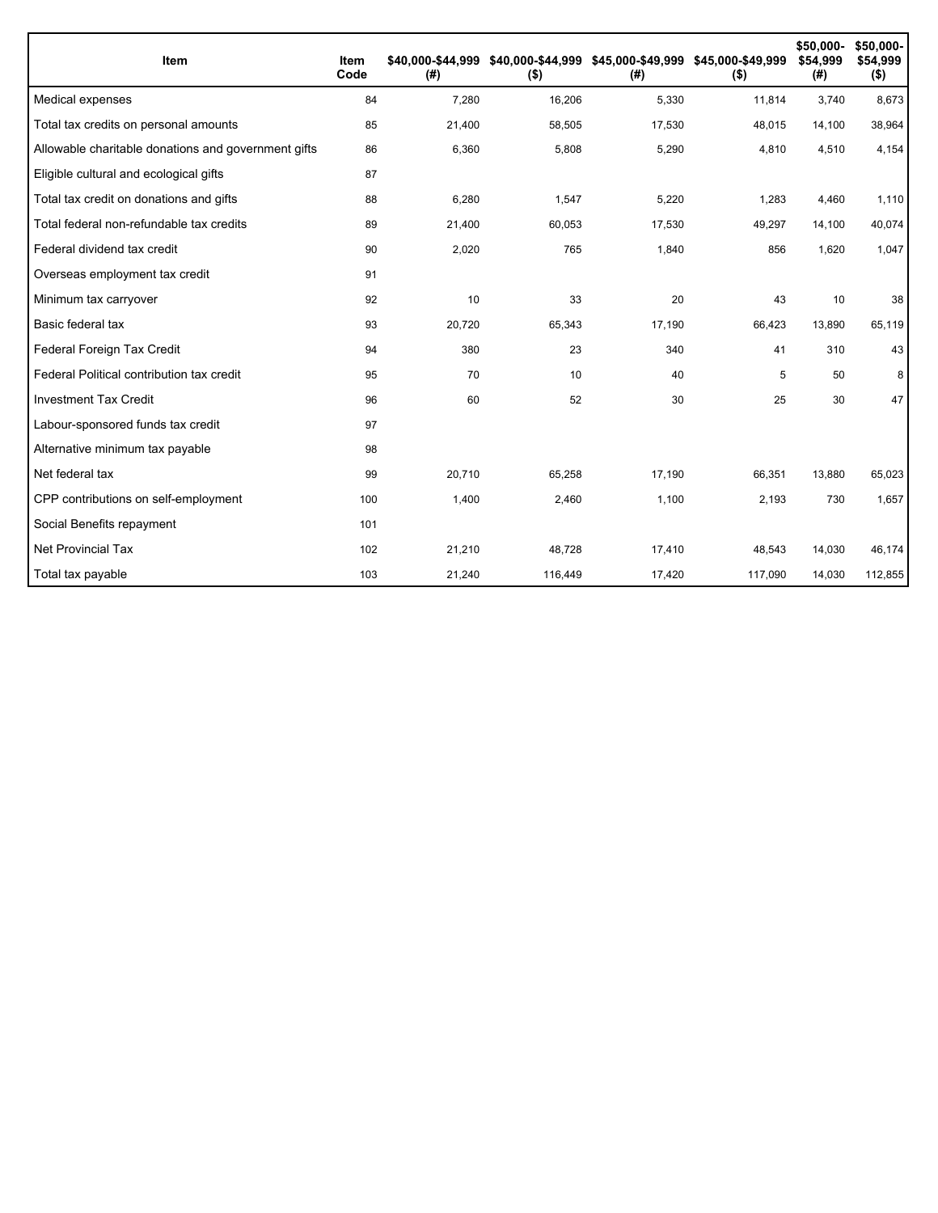| Item | Item Code | $40,000-$44,999 (#) | $40,000-$44,999 ($) | $45,000-$49,999 (#) | $45,000-$49,999 ($) | $50,000-$54,999 (#) | $50,000-$54,999 ($) |
|---|---|---|---|---|---|---|---|
| Medical expenses | 84 | 7,280 | 16,206 | 5,330 | 11,814 | 3,740 | 8,673 |
| Total tax credits on personal amounts | 85 | 21,400 | 58,505 | 17,530 | 48,015 | 14,100 | 38,964 |
| Allowable charitable donations and government gifts | 86 | 6,360 | 5,808 | 5,290 | 4,810 | 4,510 | 4,154 |
| Eligible cultural and ecological gifts | 87 | | | | | | |
| Total tax credit on donations and gifts | 88 | 6,280 | 1,547 | 5,220 | 1,283 | 4,460 | 1,110 |
| Total federal non-refundable tax credits | 89 | 21,400 | 60,053 | 17,530 | 49,297 | 14,100 | 40,074 |
| Federal dividend tax credit | 90 | 2,020 | 765 | 1,840 | 856 | 1,620 | 1,047 |
| Overseas employment tax credit | 91 | | | | | | |
| Minimum tax carryover | 92 | 10 | 33 | 20 | 43 | 10 | 38 |
| Basic federal tax | 93 | 20,720 | 65,343 | 17,190 | 66,423 | 13,890 | 65,119 |
| Federal Foreign Tax Credit | 94 | 380 | 23 | 340 | 41 | 310 | 43 |
| Federal Political contribution tax credit | 95 | 70 | 10 | 40 | 5 | 50 | 8 |
| Investment Tax Credit | 96 | 60 | 52 | 30 | 25 | 30 | 47 |
| Labour-sponsored funds tax credit | 97 | | | | | | |
| Alternative minimum tax payable | 98 | | | | | | |
| Net federal tax | 99 | 20,710 | 65,258 | 17,190 | 66,351 | 13,880 | 65,023 |
| CPP contributions on self-employment | 100 | 1,400 | 2,460 | 1,100 | 2,193 | 730 | 1,657 |
| Social Benefits repayment | 101 | | | | | | |
| Net Provincial Tax | 102 | 21,210 | 48,728 | 17,410 | 48,543 | 14,030 | 46,174 |
| Total tax payable | 103 | 21,240 | 116,449 | 17,420 | 117,090 | 14,030 | 112,855 |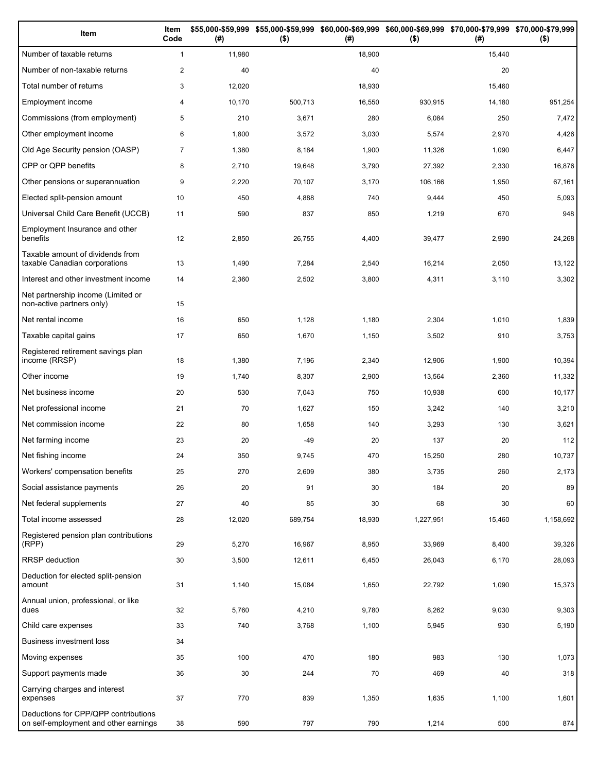| Item | Item Code | $55,000-$59,999 (#) | $55,000-$59,999 ($) | $60,000-$69,999 (#) | $60,000-$69,999 ($) | $70,000-$79,999 (#) | $70,000-$79,999 ($) |
|---|---|---|---|---|---|---|---|
| Number of taxable returns | 1 | 11,980 | | 18,900 | | 15,440 | |
| Number of non-taxable returns | 2 | 40 | | 40 | | 20 | |
| Total number of returns | 3 | 12,020 | | 18,930 | | 15,460 | |
| Employment income | 4 | 10,170 | 500,713 | 16,550 | 930,915 | 14,180 | 951,254 |
| Commissions (from employment) | 5 | 210 | 3,671 | 280 | 6,084 | 250 | 7,472 |
| Other employment income | 6 | 1,800 | 3,572 | 3,030 | 5,574 | 2,970 | 4,426 |
| Old Age Security pension (OASP) | 7 | 1,380 | 8,184 | 1,900 | 11,326 | 1,090 | 6,447 |
| CPP or QPP benefits | 8 | 2,710 | 19,648 | 3,790 | 27,392 | 2,330 | 16,876 |
| Other pensions or superannuation | 9 | 2,220 | 70,107 | 3,170 | 106,166 | 1,950 | 67,161 |
| Elected split-pension amount | 10 | 450 | 4,888 | 740 | 9,444 | 450 | 5,093 |
| Universal Child Care Benefit (UCCB) | 11 | 590 | 837 | 850 | 1,219 | 670 | 948 |
| Employment Insurance and other benefits | 12 | 2,850 | 26,755 | 4,400 | 39,477 | 2,990 | 24,268 |
| Taxable amount of dividends from taxable Canadian corporations | 13 | 1,490 | 7,284 | 2,540 | 16,214 | 2,050 | 13,122 |
| Interest and other investment income | 14 | 2,360 | 2,502 | 3,800 | 4,311 | 3,110 | 3,302 |
| Net partnership income (Limited or non-active partners only) | 15 | | | | | | |
| Net rental income | 16 | 650 | 1,128 | 1,180 | 2,304 | 1,010 | 1,839 |
| Taxable capital gains | 17 | 650 | 1,670 | 1,150 | 3,502 | 910 | 3,753 |
| Registered retirement savings plan income (RRSP) | 18 | 1,380 | 7,196 | 2,340 | 12,906 | 1,900 | 10,394 |
| Other income | 19 | 1,740 | 8,307 | 2,900 | 13,564 | 2,360 | 11,332 |
| Net business income | 20 | 530 | 7,043 | 750 | 10,938 | 600 | 10,177 |
| Net professional income | 21 | 70 | 1,627 | 150 | 3,242 | 140 | 3,210 |
| Net commission income | 22 | 80 | 1,658 | 140 | 3,293 | 130 | 3,621 |
| Net farming income | 23 | 20 | -49 | 20 | 137 | 20 | 112 |
| Net fishing income | 24 | 350 | 9,745 | 470 | 15,250 | 280 | 10,737 |
| Workers' compensation benefits | 25 | 270 | 2,609 | 380 | 3,735 | 260 | 2,173 |
| Social assistance payments | 26 | 20 | 91 | 30 | 184 | 20 | 89 |
| Net federal supplements | 27 | 40 | 85 | 30 | 68 | 30 | 60 |
| Total income assessed | 28 | 12,020 | 689,754 | 18,930 | 1,227,951 | 15,460 | 1,158,692 |
| Registered pension plan contributions (RPP) | 29 | 5,270 | 16,967 | 8,950 | 33,969 | 8,400 | 39,326 |
| RRSP deduction | 30 | 3,500 | 12,611 | 6,450 | 26,043 | 6,170 | 28,093 |
| Deduction for elected split-pension amount | 31 | 1,140 | 15,084 | 1,650 | 22,792 | 1,090 | 15,373 |
| Annual union, professional, or like dues | 32 | 5,760 | 4,210 | 9,780 | 8,262 | 9,030 | 9,303 |
| Child care expenses | 33 | 740 | 3,768 | 1,100 | 5,945 | 930 | 5,190 |
| Business investment loss | 34 | | | | | | |
| Moving expenses | 35 | 100 | 470 | 180 | 983 | 130 | 1,073 |
| Support payments made | 36 | 30 | 244 | 70 | 469 | 40 | 318 |
| Carrying charges and interest expenses | 37 | 770 | 839 | 1,350 | 1,635 | 1,100 | 1,601 |
| Deductions for CPP/QPP contributions on self-employment and other earnings | 38 | 590 | 797 | 790 | 1,214 | 500 | 874 |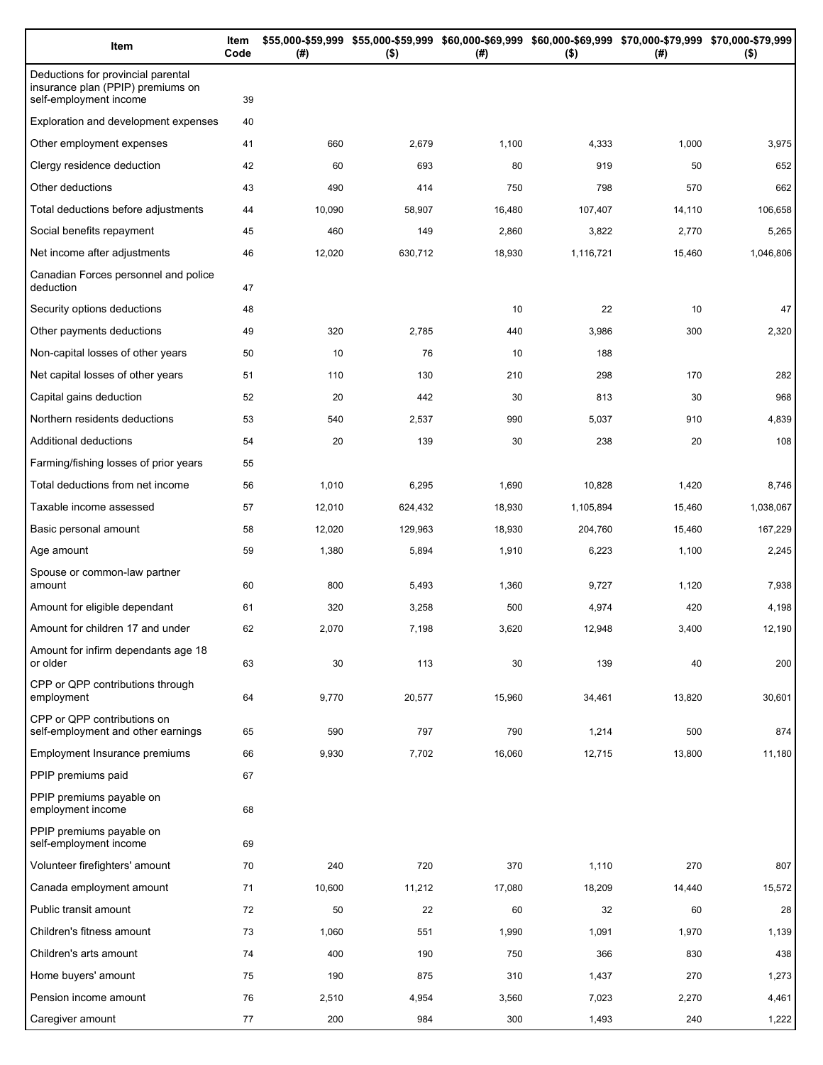| Item | Item Code | $55,000-$59,999 (#) | $55,000-$59,999 ($) | $60,000-$69,999 (#) | $60,000-$69,999 ($) | $70,000-$79,999 (#) | $70,000-$79,999 ($) |
|---|---|---|---|---|---|---|---|
| Deductions for provincial parental insurance plan (PPIP) premiums on self-employment income | 39 | | | | | | |
| Exploration and development expenses | 40 | | | | | | |
| Other employment expenses | 41 | 660 | 2,679 | 1,100 | 4,333 | 1,000 | 3,975 |
| Clergy residence deduction | 42 | 60 | 693 | 80 | 919 | 50 | 652 |
| Other deductions | 43 | 490 | 414 | 750 | 798 | 570 | 662 |
| Total deductions before adjustments | 44 | 10,090 | 58,907 | 16,480 | 107,407 | 14,110 | 106,658 |
| Social benefits repayment | 45 | 460 | 149 | 2,860 | 3,822 | 2,770 | 5,265 |
| Net income after adjustments | 46 | 12,020 | 630,712 | 18,930 | 1,116,721 | 15,460 | 1,046,806 |
| Canadian Forces personnel and police deduction | 47 | | | | | | |
| Security options deductions | 48 | | | 10 | 22 | 10 | 47 |
| Other payments deductions | 49 | 320 | 2,785 | 440 | 3,986 | 300 | 2,320 |
| Non-capital losses of other years | 50 | 10 | 76 | 10 | 188 | | |
| Net capital losses of other years | 51 | 110 | 130 | 210 | 298 | 170 | 282 |
| Capital gains deduction | 52 | 20 | 442 | 30 | 813 | 30 | 968 |
| Northern residents deductions | 53 | 540 | 2,537 | 990 | 5,037 | 910 | 4,839 |
| Additional deductions | 54 | 20 | 139 | 30 | 238 | 20 | 108 |
| Farming/fishing losses of prior years | 55 | | | | | | |
| Total deductions from net income | 56 | 1,010 | 6,295 | 1,690 | 10,828 | 1,420 | 8,746 |
| Taxable income assessed | 57 | 12,010 | 624,432 | 18,930 | 1,105,894 | 15,460 | 1,038,067 |
| Basic personal amount | 58 | 12,020 | 129,963 | 18,930 | 204,760 | 15,460 | 167,229 |
| Age amount | 59 | 1,380 | 5,894 | 1,910 | 6,223 | 1,100 | 2,245 |
| Spouse or common-law partner amount | 60 | 800 | 5,493 | 1,360 | 9,727 | 1,120 | 7,938 |
| Amount for eligible dependant | 61 | 320 | 3,258 | 500 | 4,974 | 420 | 4,198 |
| Amount for children 17 and under | 62 | 2,070 | 7,198 | 3,620 | 12,948 | 3,400 | 12,190 |
| Amount for infirm dependants age 18 or older | 63 | 30 | 113 | 30 | 139 | 40 | 200 |
| CPP or QPP contributions through employment | 64 | 9,770 | 20,577 | 15,960 | 34,461 | 13,820 | 30,601 |
| CPP or QPP contributions on self-employment and other earnings | 65 | 590 | 797 | 790 | 1,214 | 500 | 874 |
| Employment Insurance premiums | 66 | 9,930 | 7,702 | 16,060 | 12,715 | 13,800 | 11,180 |
| PPIP premiums paid | 67 | | | | | | |
| PPIP premiums payable on employment income | 68 | | | | | | |
| PPIP premiums payable on self-employment income | 69 | | | | | | |
| Volunteer firefighters' amount | 70 | 240 | 720 | 370 | 1,110 | 270 | 807 |
| Canada employment amount | 71 | 10,600 | 11,212 | 17,080 | 18,209 | 14,440 | 15,572 |
| Public transit amount | 72 | 50 | 22 | 60 | 32 | 60 | 28 |
| Children's fitness amount | 73 | 1,060 | 551 | 1,990 | 1,091 | 1,970 | 1,139 |
| Children's arts amount | 74 | 400 | 190 | 750 | 366 | 830 | 438 |
| Home buyers' amount | 75 | 190 | 875 | 310 | 1,437 | 270 | 1,273 |
| Pension income amount | 76 | 2,510 | 4,954 | 3,560 | 7,023 | 2,270 | 4,461 |
| Caregiver amount | 77 | 200 | 984 | 300 | 1,493 | 240 | 1,222 |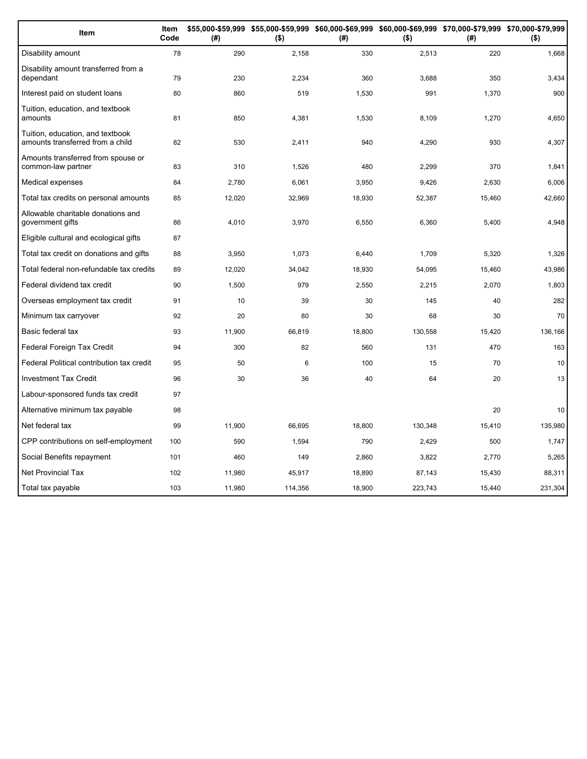| Item | Item Code | $55,000-$59,999 (#) | $55,000-$59,999 ($) | $60,000-$69,999 (#) | $60,000-$69,999 ($) | $70,000-$79,999 (#) | $70,000-$79,999 ($) |
|---|---|---|---|---|---|---|---|
| Disability amount | 78 | 290 | 2,158 | 330 | 2,513 | 220 | 1,668 |
| Disability amount transferred from a dependant | 79 | 230 | 2,234 | 360 | 3,688 | 350 | 3,434 |
| Interest paid on student loans | 80 | 860 | 519 | 1,530 | 991 | 1,370 | 900 |
| Tuition, education, and textbook amounts | 81 | 850 | 4,381 | 1,530 | 8,109 | 1,270 | 4,650 |
| Tuition, education, and textbook amounts transferred from a child | 82 | 530 | 2,411 | 940 | 4,290 | 930 | 4,307 |
| Amounts transferred from spouse or common-law partner | 83 | 310 | 1,526 | 480 | 2,299 | 370 | 1,841 |
| Medical expenses | 84 | 2,780 | 6,061 | 3,950 | 9,426 | 2,630 | 6,006 |
| Total tax credits on personal amounts | 85 | 12,020 | 32,969 | 18,930 | 52,387 | 15,460 | 42,660 |
| Allowable charitable donations and government gifts | 86 | 4,010 | 3,970 | 6,550 | 6,360 | 5,400 | 4,948 |
| Eligible cultural and ecological gifts | 87 | | | | | | |
| Total tax credit on donations and gifts | 88 | 3,950 | 1,073 | 6,440 | 1,709 | 5,320 | 1,326 |
| Total federal non-refundable tax credits | 89 | 12,020 | 34,042 | 18,930 | 54,095 | 15,460 | 43,986 |
| Federal dividend tax credit | 90 | 1,500 | 979 | 2,550 | 2,215 | 2,070 | 1,803 |
| Overseas employment tax credit | 91 | 10 | 39 | 30 | 145 | 40 | 282 |
| Minimum tax carryover | 92 | 20 | 80 | 30 | 68 | 30 | 70 |
| Basic federal tax | 93 | 11,900 | 66,819 | 18,800 | 130,558 | 15,420 | 136,166 |
| Federal Foreign Tax Credit | 94 | 300 | 82 | 560 | 131 | 470 | 163 |
| Federal Political contribution tax credit | 95 | 50 | 6 | 100 | 15 | 70 | 10 |
| Investment Tax Credit | 96 | 30 | 36 | 40 | 64 | 20 | 13 |
| Labour-sponsored funds tax credit | 97 | | | | | | |
| Alternative minimum tax payable | 98 | | | | | 20 | 10 |
| Net federal tax | 99 | 11,900 | 66,695 | 18,800 | 130,348 | 15,410 | 135,980 |
| CPP contributions on self-employment | 100 | 590 | 1,594 | 790 | 2,429 | 500 | 1,747 |
| Social Benefits repayment | 101 | 460 | 149 | 2,860 | 3,822 | 2,770 | 5,265 |
| Net Provincial Tax | 102 | 11,980 | 45,917 | 18,890 | 87,143 | 15,430 | 88,311 |
| Total tax payable | 103 | 11,980 | 114,356 | 18,900 | 223,743 | 15,440 | 231,304 |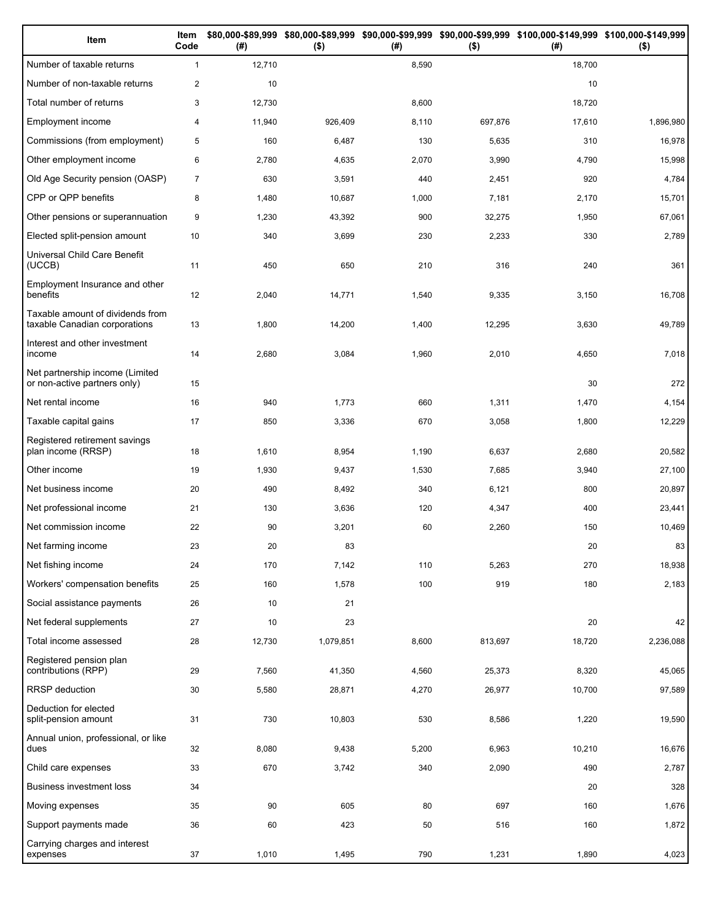| Item | Item Code | $80,000-$89,999 (#) | $80,000-$89,999 ($) | $90,000-$99,999 (#) | $90,000-$99,999 ($) | $100,000-$149,999 (#) | $100,000-$149,999 ($) |
| --- | --- | --- | --- | --- | --- | --- | --- |
| Number of taxable returns | 1 | 12,710 | | 8,590 | | 18,700 | |
| Number of non-taxable returns | 2 | 10 | | | | 10 | |
| Total number of returns | 3 | 12,730 | | 8,600 | | 18,720 | |
| Employment income | 4 | 11,940 | 926,409 | 8,110 | 697,876 | 17,610 | 1,896,980 |
| Commissions (from employment) | 5 | 160 | 6,487 | 130 | 5,635 | 310 | 16,978 |
| Other employment income | 6 | 2,780 | 4,635 | 2,070 | 3,990 | 4,790 | 15,998 |
| Old Age Security pension (OASP) | 7 | 630 | 3,591 | 440 | 2,451 | 920 | 4,784 |
| CPP or QPP benefits | 8 | 1,480 | 10,687 | 1,000 | 7,181 | 2,170 | 15,701 |
| Other pensions or superannuation | 9 | 1,230 | 43,392 | 900 | 32,275 | 1,950 | 67,061 |
| Elected split-pension amount | 10 | 340 | 3,699 | 230 | 2,233 | 330 | 2,789 |
| Universal Child Care Benefit (UCCB) | 11 | 450 | 650 | 210 | 316 | 240 | 361 |
| Employment Insurance and other benefits | 12 | 2,040 | 14,771 | 1,540 | 9,335 | 3,150 | 16,708 |
| Taxable amount of dividends from taxable Canadian corporations | 13 | 1,800 | 14,200 | 1,400 | 12,295 | 3,630 | 49,789 |
| Interest and other investment income | 14 | 2,680 | 3,084 | 1,960 | 2,010 | 4,650 | 7,018 |
| Net partnership income (Limited or non-active partners only) | 15 | | | | | 30 | 272 |
| Net rental income | 16 | 940 | 1,773 | 660 | 1,311 | 1,470 | 4,154 |
| Taxable capital gains | 17 | 850 | 3,336 | 670 | 3,058 | 1,800 | 12,229 |
| Registered retirement savings plan income (RRSP) | 18 | 1,610 | 8,954 | 1,190 | 6,637 | 2,680 | 20,582 |
| Other income | 19 | 1,930 | 9,437 | 1,530 | 7,685 | 3,940 | 27,100 |
| Net business income | 20 | 490 | 8,492 | 340 | 6,121 | 800 | 20,897 |
| Net professional income | 21 | 130 | 3,636 | 120 | 4,347 | 400 | 23,441 |
| Net commission income | 22 | 90 | 3,201 | 60 | 2,260 | 150 | 10,469 |
| Net farming income | 23 | 20 | 83 | | | 20 | 83 |
| Net fishing income | 24 | 170 | 7,142 | 110 | 5,263 | 270 | 18,938 |
| Workers' compensation benefits | 25 | 160 | 1,578 | 100 | 919 | 180 | 2,183 |
| Social assistance payments | 26 | 10 | 21 | | | | |
| Net federal supplements | 27 | 10 | 23 | | | 20 | 42 |
| Total income assessed | 28 | 12,730 | 1,079,851 | 8,600 | 813,697 | 18,720 | 2,236,088 |
| Registered pension plan contributions (RPP) | 29 | 7,560 | 41,350 | 4,560 | 25,373 | 8,320 | 45,065 |
| RRSP deduction | 30 | 5,580 | 28,871 | 4,270 | 26,977 | 10,700 | 97,589 |
| Deduction for elected split-pension amount | 31 | 730 | 10,803 | 530 | 8,586 | 1,220 | 19,590 |
| Annual union, professional, or like dues | 32 | 8,080 | 9,438 | 5,200 | 6,963 | 10,210 | 16,676 |
| Child care expenses | 33 | 670 | 3,742 | 340 | 2,090 | 490 | 2,787 |
| Business investment loss | 34 | | | | | 20 | 328 |
| Moving expenses | 35 | 90 | 605 | 80 | 697 | 160 | 1,676 |
| Support payments made | 36 | 60 | 423 | 50 | 516 | 160 | 1,872 |
| Carrying charges and interest expenses | 37 | 1,010 | 1,495 | 790 | 1,231 | 1,890 | 4,023 |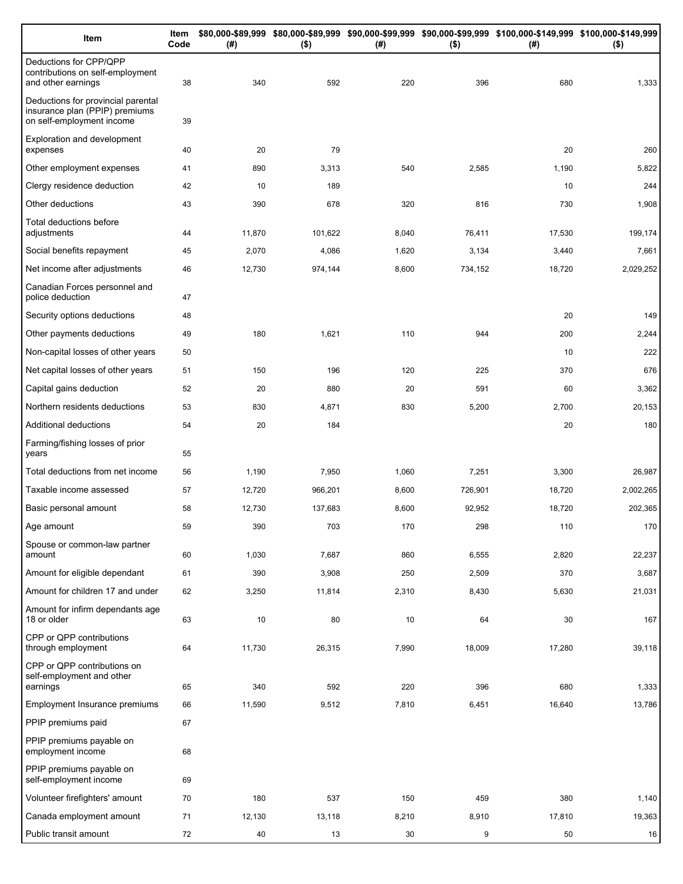| Item | Item Code | $80,000-$89,999 (#) | $80,000-$89,999 ($) | $90,000-$99,999 (#) | $90,000-$99,999 ($) | $100,000-$149,999 (#) | $100,000-$149,999 ($) |
|---|---|---|---|---|---|---|---|
| Deductions for CPP/QPP contributions on self-employment and other earnings | 38 | 340 | 592 | 220 | 396 | 680 | 1,333 |
| Deductions for provincial parental insurance plan (PPIP) premiums on self-employment income | 39 | | | | | | |
| Exploration and development expenses | 40 | 20 | 79 | | | 20 | 260 |
| Other employment expenses | 41 | 890 | 3,313 | 540 | 2,585 | 1,190 | 5,822 |
| Clergy residence deduction | 42 | 10 | 189 | | | 10 | 244 |
| Other deductions | 43 | 390 | 678 | 320 | 816 | 730 | 1,908 |
| Total deductions before adjustments | 44 | 11,870 | 101,622 | 8,040 | 76,411 | 17,530 | 199,174 |
| Social benefits repayment | 45 | 2,070 | 4,086 | 1,620 | 3,134 | 3,440 | 7,661 |
| Net income after adjustments | 46 | 12,730 | 974,144 | 8,600 | 734,152 | 18,720 | 2,029,252 |
| Canadian Forces personnel and police deduction | 47 | | | | | | |
| Security options deductions | 48 | | | | | 20 | 149 |
| Other payments deductions | 49 | 180 | 1,621 | 110 | 944 | 200 | 2,244 |
| Non-capital losses of other years | 50 | | | | | 10 | 222 |
| Net capital losses of other years | 51 | 150 | 196 | 120 | 225 | 370 | 676 |
| Capital gains deduction | 52 | 20 | 880 | 20 | 591 | 60 | 3,362 |
| Northern residents deductions | 53 | 830 | 4,871 | 830 | 5,200 | 2,700 | 20,153 |
| Additional deductions | 54 | 20 | 184 | | | 20 | 180 |
| Farming/fishing losses of prior years | 55 | | | | | | |
| Total deductions from net income | 56 | 1,190 | 7,950 | 1,060 | 7,251 | 3,300 | 26,987 |
| Taxable income assessed | 57 | 12,720 | 966,201 | 8,600 | 726,901 | 18,720 | 2,002,265 |
| Basic personal amount | 58 | 12,730 | 137,683 | 8,600 | 92,952 | 18,720 | 202,365 |
| Age amount | 59 | 390 | 703 | 170 | 298 | 110 | 170 |
| Spouse or common-law partner amount | 60 | 1,030 | 7,687 | 860 | 6,555 | 2,820 | 22,237 |
| Amount for eligible dependant | 61 | 390 | 3,908 | 250 | 2,509 | 370 | 3,687 |
| Amount for children 17 and under | 62 | 3,250 | 11,814 | 2,310 | 8,430 | 5,630 | 21,031 |
| Amount for infirm dependants age 18 or older | 63 | 10 | 80 | 10 | 64 | 30 | 167 |
| CPP or QPP contributions through employment | 64 | 11,730 | 26,315 | 7,990 | 18,009 | 17,280 | 39,118 |
| CPP or QPP contributions on self-employment and other earnings | 65 | 340 | 592 | 220 | 396 | 680 | 1,333 |
| Employment Insurance premiums | 66 | 11,590 | 9,512 | 7,810 | 6,451 | 16,640 | 13,786 |
| PPIP premiums paid | 67 | | | | | | |
| PPIP premiums payable on employment income | 68 | | | | | | |
| PPIP premiums payable on self-employment income | 69 | | | | | | |
| Volunteer firefighters' amount | 70 | 180 | 537 | 150 | 459 | 380 | 1,140 |
| Canada employment amount | 71 | 12,130 | 13,118 | 8,210 | 8,910 | 17,810 | 19,363 |
| Public transit amount | 72 | 40 | 13 | 30 | 9 | 50 | 16 |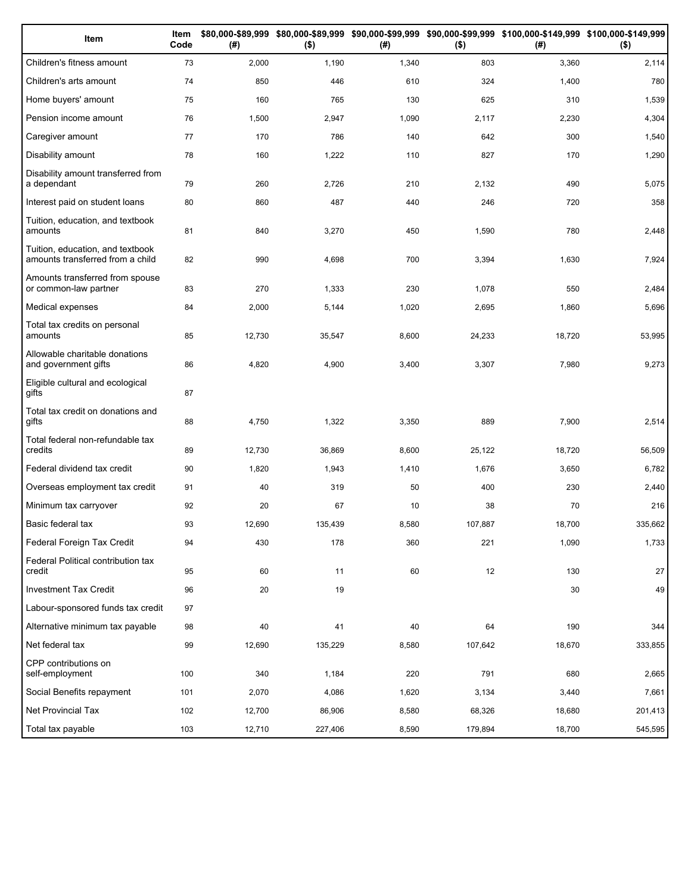| Item | Item Code | $80,000-$89,999 (#) | $80,000-$89,999 ($) | $90,000-$99,999 (#) | $90,000-$99,999 ($) | $100,000-$149,999 (#) | $100,000-$149,999 ($) |
|---|---|---|---|---|---|---|---|
| Children's fitness amount | 73 | 2,000 | 1,190 | 1,340 | 803 | 3,360 | 2,114 |
| Children's arts amount | 74 | 850 | 446 | 610 | 324 | 1,400 | 780 |
| Home buyers' amount | 75 | 160 | 765 | 130 | 625 | 310 | 1,539 |
| Pension income amount | 76 | 1,500 | 2,947 | 1,090 | 2,117 | 2,230 | 4,304 |
| Caregiver amount | 77 | 170 | 786 | 140 | 642 | 300 | 1,540 |
| Disability amount | 78 | 160 | 1,222 | 110 | 827 | 170 | 1,290 |
| Disability amount transferred from a dependant | 79 | 260 | 2,726 | 210 | 2,132 | 490 | 5,075 |
| Interest paid on student loans | 80 | 860 | 487 | 440 | 246 | 720 | 358 |
| Tuition, education, and textbook amounts | 81 | 840 | 3,270 | 450 | 1,590 | 780 | 2,448 |
| Tuition, education, and textbook amounts transferred from a child | 82 | 990 | 4,698 | 700 | 3,394 | 1,630 | 7,924 |
| Amounts transferred from spouse or common-law partner | 83 | 270 | 1,333 | 230 | 1,078 | 550 | 2,484 |
| Medical expenses | 84 | 2,000 | 5,144 | 1,020 | 2,695 | 1,860 | 5,696 |
| Total tax credits on personal amounts | 85 | 12,730 | 35,547 | 8,600 | 24,233 | 18,720 | 53,995 |
| Allowable charitable donations and government gifts | 86 | 4,820 | 4,900 | 3,400 | 3,307 | 7,980 | 9,273 |
| Eligible cultural and ecological gifts | 87 | | | | | | |
| Total tax credit on donations and gifts | 88 | 4,750 | 1,322 | 3,350 | 889 | 7,900 | 2,514 |
| Total federal non-refundable tax credits | 89 | 12,730 | 36,869 | 8,600 | 25,122 | 18,720 | 56,509 |
| Federal dividend tax credit | 90 | 1,820 | 1,943 | 1,410 | 1,676 | 3,650 | 6,782 |
| Overseas employment tax credit | 91 | 40 | 319 | 50 | 400 | 230 | 2,440 |
| Minimum tax carryover | 92 | 20 | 67 | 10 | 38 | 70 | 216 |
| Basic federal tax | 93 | 12,690 | 135,439 | 8,580 | 107,887 | 18,700 | 335,662 |
| Federal Foreign Tax Credit | 94 | 430 | 178 | 360 | 221 | 1,090 | 1,733 |
| Federal Political contribution tax credit | 95 | 60 | 11 | 60 | 12 | 130 | 27 |
| Investment Tax Credit | 96 | 20 | 19 | | | 30 | 49 |
| Labour-sponsored funds tax credit | 97 | | | | | | |
| Alternative minimum tax payable | 98 | 40 | 41 | 40 | 64 | 190 | 344 |
| Net federal tax | 99 | 12,690 | 135,229 | 8,580 | 107,642 | 18,670 | 333,855 |
| CPP contributions on self-employment | 100 | 340 | 1,184 | 220 | 791 | 680 | 2,665 |
| Social Benefits repayment | 101 | 2,070 | 4,086 | 1,620 | 3,134 | 3,440 | 7,661 |
| Net Provincial Tax | 102 | 12,700 | 86,906 | 8,580 | 68,326 | 18,680 | 201,413 |
| Total tax payable | 103 | 12,710 | 227,406 | 8,590 | 179,894 | 18,700 | 545,595 |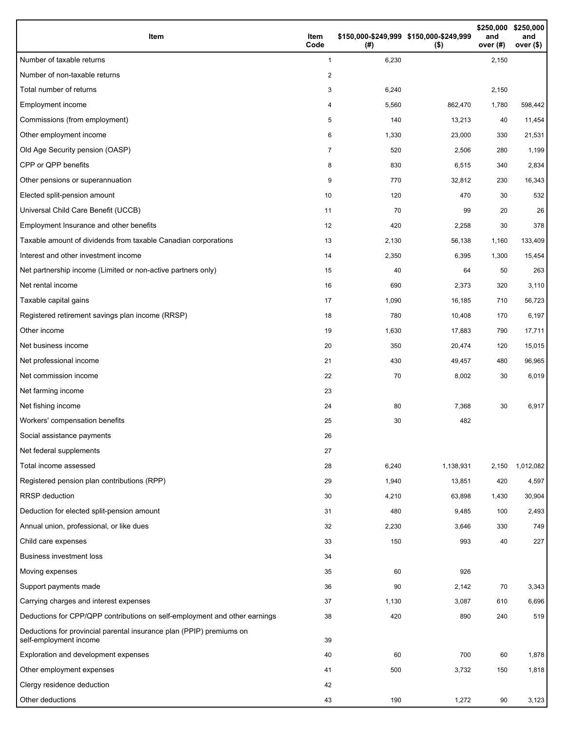| Item | Item Code | $150,000-$249,999 (#) | $150,000-$249,999 ($) | $250,000 and over (#) | $250,000 and over ($) |
|---|---|---|---|---|---|
| Number of taxable returns | 1 | 6,230 | | 2,150 | |
| Number of non-taxable returns | 2 | | | | |
| Total number of returns | 3 | 6,240 | | 2,150 | |
| Employment income | 4 | 5,560 | 862,470 | 1,780 | 598,442 |
| Commissions (from employment) | 5 | 140 | 13,213 | 40 | 11,454 |
| Other employment income | 6 | 1,330 | 23,000 | 330 | 21,531 |
| Old Age Security pension (OASP) | 7 | 520 | 2,506 | 280 | 1,199 |
| CPP or QPP benefits | 8 | 830 | 6,515 | 340 | 2,834 |
| Other pensions or superannuation | 9 | 770 | 32,812 | 230 | 16,343 |
| Elected split-pension amount | 10 | 120 | 470 | 30 | 532 |
| Universal Child Care Benefit (UCCB) | 11 | 70 | 99 | 20 | 26 |
| Employment Insurance and other benefits | 12 | 420 | 2,258 | 30 | 378 |
| Taxable amount of dividends from taxable Canadian corporations | 13 | 2,130 | 56,138 | 1,160 | 133,409 |
| Interest and other investment income | 14 | 2,350 | 6,395 | 1,300 | 15,454 |
| Net partnership income (Limited or non-active partners only) | 15 | 40 | 64 | 50 | 263 |
| Net rental income | 16 | 690 | 2,373 | 320 | 3,110 |
| Taxable capital gains | 17 | 1,090 | 16,185 | 710 | 56,723 |
| Registered retirement savings plan income (RRSP) | 18 | 780 | 10,408 | 170 | 6,197 |
| Other income | 19 | 1,630 | 17,883 | 790 | 17,711 |
| Net business income | 20 | 350 | 20,474 | 120 | 15,015 |
| Net professional income | 21 | 430 | 49,457 | 480 | 96,965 |
| Net commission income | 22 | 70 | 8,002 | 30 | 6,019 |
| Net farming income | 23 | | | | |
| Net fishing income | 24 | 80 | 7,368 | 30 | 6,917 |
| Workers' compensation benefits | 25 | 30 | 482 | | |
| Social assistance payments | 26 | | | | |
| Net federal supplements | 27 | | | | |
| Total income assessed | 28 | 6,240 | 1,138,931 | 2,150 | 1,012,082 |
| Registered pension plan contributions (RPP) | 29 | 1,940 | 13,851 | 420 | 4,597 |
| RRSP deduction | 30 | 4,210 | 63,898 | 1,430 | 30,904 |
| Deduction for elected split-pension amount | 31 | 480 | 9,485 | 100 | 2,493 |
| Annual union, professional, or like dues | 32 | 2,230 | 3,646 | 330 | 749 |
| Child care expenses | 33 | 150 | 993 | 40 | 227 |
| Business investment loss | 34 | | | | |
| Moving expenses | 35 | 60 | 926 | | |
| Support payments made | 36 | 90 | 2,142 | 70 | 3,343 |
| Carrying charges and interest expenses | 37 | 1,130 | 3,087 | 610 | 6,696 |
| Deductions for CPP/QPP contributions on self-employment and other earnings | 38 | 420 | 890 | 240 | 519 |
| Deductions for provincial parental insurance plan (PPIP) premiums on self-employment income | 39 | | | | |
| Exploration and development expenses | 40 | 60 | 700 | 60 | 1,878 |
| Other employment expenses | 41 | 500 | 3,732 | 150 | 1,818 |
| Clergy residence deduction | 42 | | | | |
| Other deductions | 43 | 190 | 1,272 | 90 | 3,123 |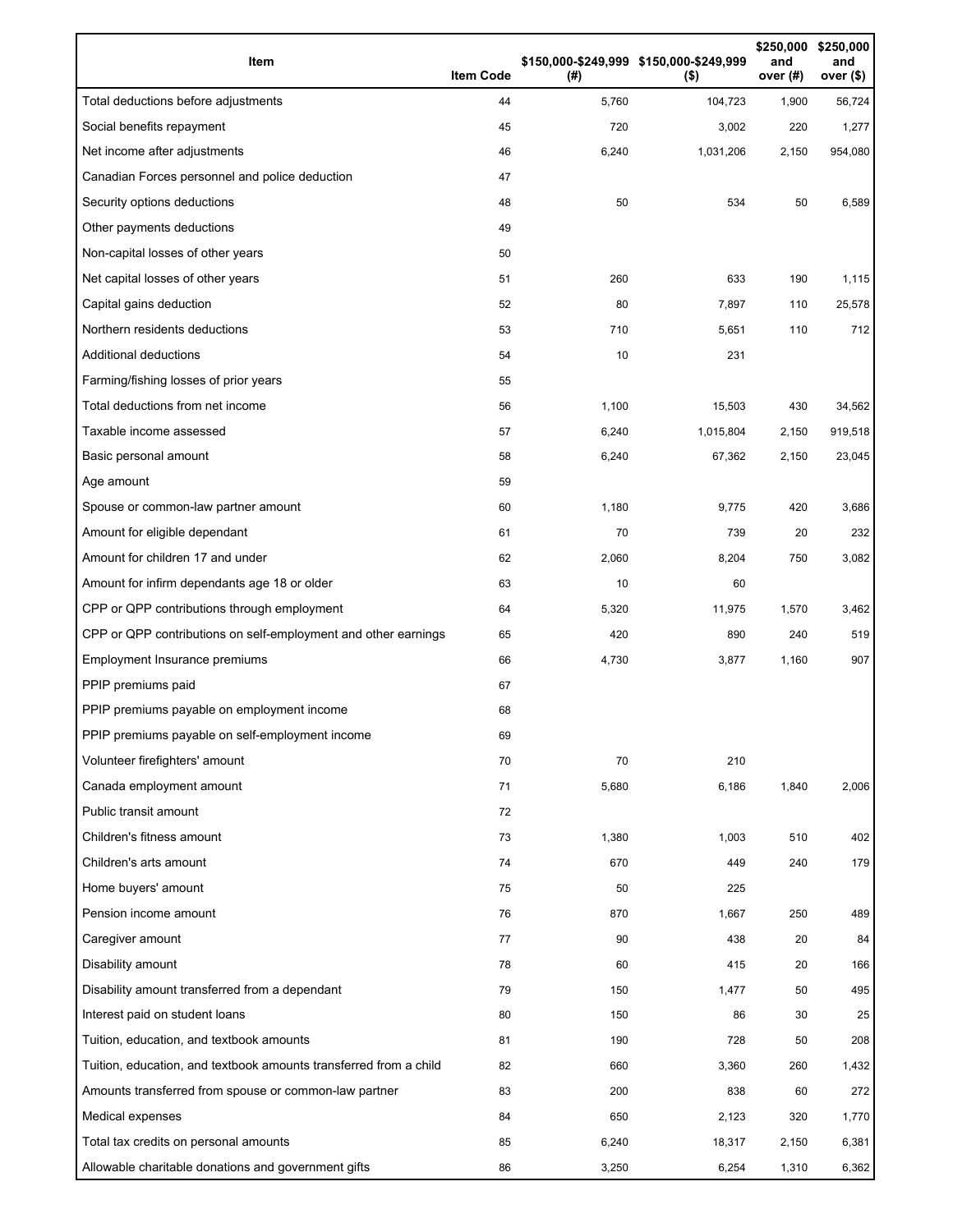| Item | Item Code | $150,000-$249,999 (#) | $150,000-$249,999 ($) | $250,000 and over (#) | $250,000 and over ($) |
| --- | --- | --- | --- | --- | --- |
| Total deductions before adjustments | 44 | 5,760 | 104,723 | 1,900 | 56,724 |
| Social benefits repayment | 45 | 720 | 3,002 | 220 | 1,277 |
| Net income after adjustments | 46 | 6,240 | 1,031,206 | 2,150 | 954,080 |
| Canadian Forces personnel and police deduction | 47 | | | | |
| Security options deductions | 48 | 50 | 534 | 50 | 6,589 |
| Other payments deductions | 49 | | | | |
| Non-capital losses of other years | 50 | | | | |
| Net capital losses of other years | 51 | 260 | 633 | 190 | 1,115 |
| Capital gains deduction | 52 | 80 | 7,897 | 110 | 25,578 |
| Northern residents deductions | 53 | 710 | 5,651 | 110 | 712 |
| Additional deductions | 54 | 10 | 231 | | |
| Farming/fishing losses of prior years | 55 | | | | |
| Total deductions from net income | 56 | 1,100 | 15,503 | 430 | 34,562 |
| Taxable income assessed | 57 | 6,240 | 1,015,804 | 2,150 | 919,518 |
| Basic personal amount | 58 | 6,240 | 67,362 | 2,150 | 23,045 |
| Age amount | 59 | | | | |
| Spouse or common-law partner amount | 60 | 1,180 | 9,775 | 420 | 3,686 |
| Amount for eligible dependant | 61 | 70 | 739 | 20 | 232 |
| Amount for children 17 and under | 62 | 2,060 | 8,204 | 750 | 3,082 |
| Amount for infirm dependants age 18 or older | 63 | 10 | 60 | | |
| CPP or QPP contributions through employment | 64 | 5,320 | 11,975 | 1,570 | 3,462 |
| CPP or QPP contributions on self-employment and other earnings | 65 | 420 | 890 | 240 | 519 |
| Employment Insurance premiums | 66 | 4,730 | 3,877 | 1,160 | 907 |
| PPIP premiums paid | 67 | | | | |
| PPIP premiums payable on employment income | 68 | | | | |
| PPIP premiums payable on self-employment income | 69 | | | | |
| Volunteer firefighters' amount | 70 | 70 | 210 | | |
| Canada employment amount | 71 | 5,680 | 6,186 | 1,840 | 2,006 |
| Public transit amount | 72 | | | | |
| Children's fitness amount | 73 | 1,380 | 1,003 | 510 | 402 |
| Children's arts amount | 74 | 670 | 449 | 240 | 179 |
| Home buyers' amount | 75 | 50 | 225 | | |
| Pension income amount | 76 | 870 | 1,667 | 250 | 489 |
| Caregiver amount | 77 | 90 | 438 | 20 | 84 |
| Disability amount | 78 | 60 | 415 | 20 | 166 |
| Disability amount transferred from a dependant | 79 | 150 | 1,477 | 50 | 495 |
| Interest paid on student loans | 80 | 150 | 86 | 30 | 25 |
| Tuition, education, and textbook amounts | 81 | 190 | 728 | 50 | 208 |
| Tuition, education, and textbook amounts transferred from a child | 82 | 660 | 3,360 | 260 | 1,432 |
| Amounts transferred from spouse or common-law partner | 83 | 200 | 838 | 60 | 272 |
| Medical expenses | 84 | 650 | 2,123 | 320 | 1,770 |
| Total tax credits on personal amounts | 85 | 6,240 | 18,317 | 2,150 | 6,381 |
| Allowable charitable donations and government gifts | 86 | 3,250 | 6,254 | 1,310 | 6,362 |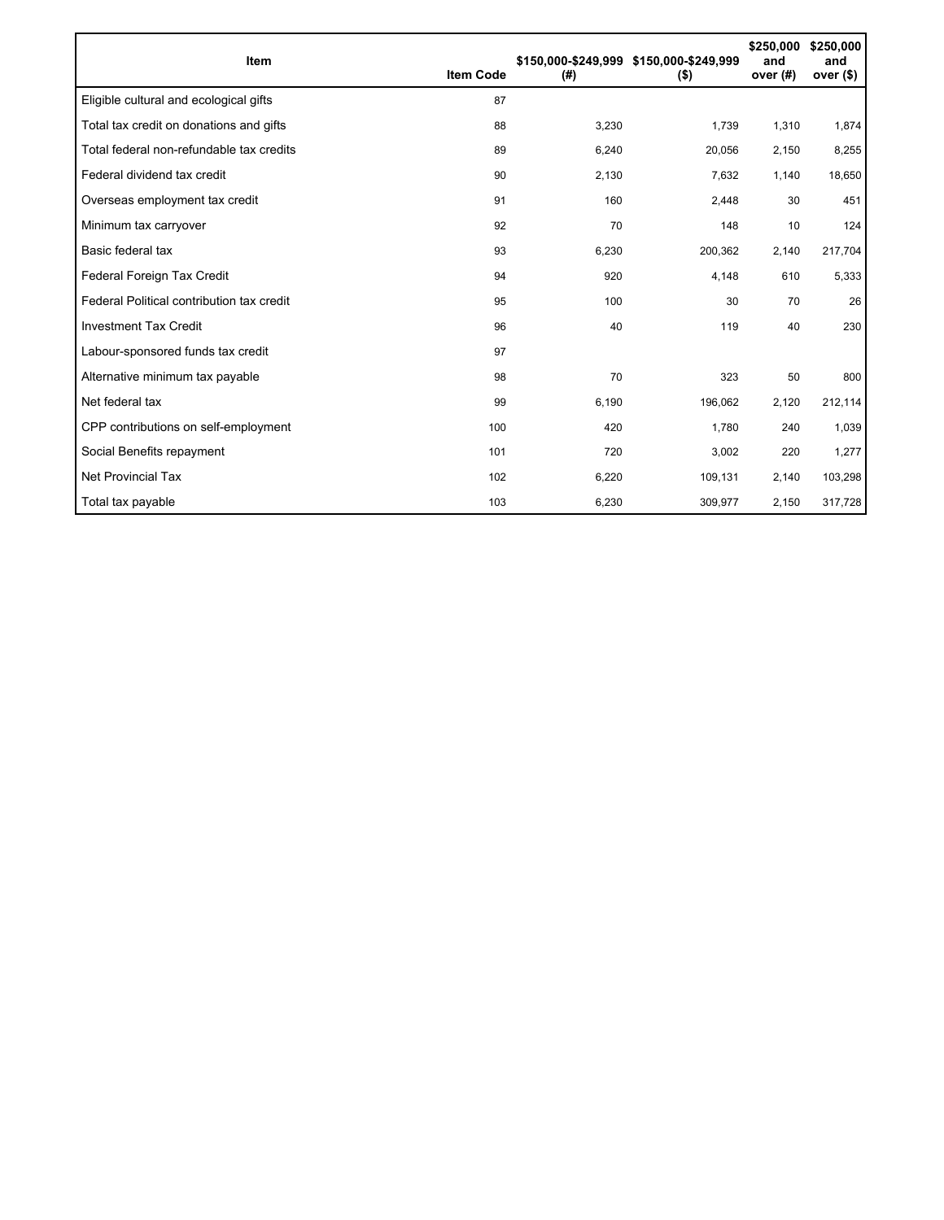| Item | Item Code | \$150,000-\$249,999 (#) | \$150,000-\$249,999 (\$) | \$250,000 and over (#) | \$250,000 and over (\$) |
|---|---|---|---|---|---|
| Eligible cultural and ecological gifts | 87 | | | | |
| Total tax credit on donations and gifts | 88 | 3,230 | 1,739 | 1,310 | 1,874 |
| Total federal non-refundable tax credits | 89 | 6,240 | 20,056 | 2,150 | 8,255 |
| Federal dividend tax credit | 90 | 2,130 | 7,632 | 1,140 | 18,650 |
| Overseas employment tax credit | 91 | 160 | 2,448 | 30 | 451 |
| Minimum tax carryover | 92 | 70 | 148 | 10 | 124 |
| Basic federal tax | 93 | 6,230 | 200,362 | 2,140 | 217,704 |
| Federal Foreign Tax Credit | 94 | 920 | 4,148 | 610 | 5,333 |
| Federal Political contribution tax credit | 95 | 100 | 30 | 70 | 26 |
| Investment Tax Credit | 96 | 40 | 119 | 40 | 230 |
| Labour-sponsored funds tax credit | 97 | | | | |
| Alternative minimum tax payable | 98 | 70 | 323 | 50 | 800 |
| Net federal tax | 99 | 6,190 | 196,062 | 2,120 | 212,114 |
| CPP contributions on self-employment | 100 | 420 | 1,780 | 240 | 1,039 |
| Social Benefits repayment | 101 | 720 | 3,002 | 220 | 1,277 |
| Net Provincial Tax | 102 | 6,220 | 109,131 | 2,140 | 103,298 |
| Total tax payable | 103 | 6,230 | 309,977 | 2,150 | 317,728 |